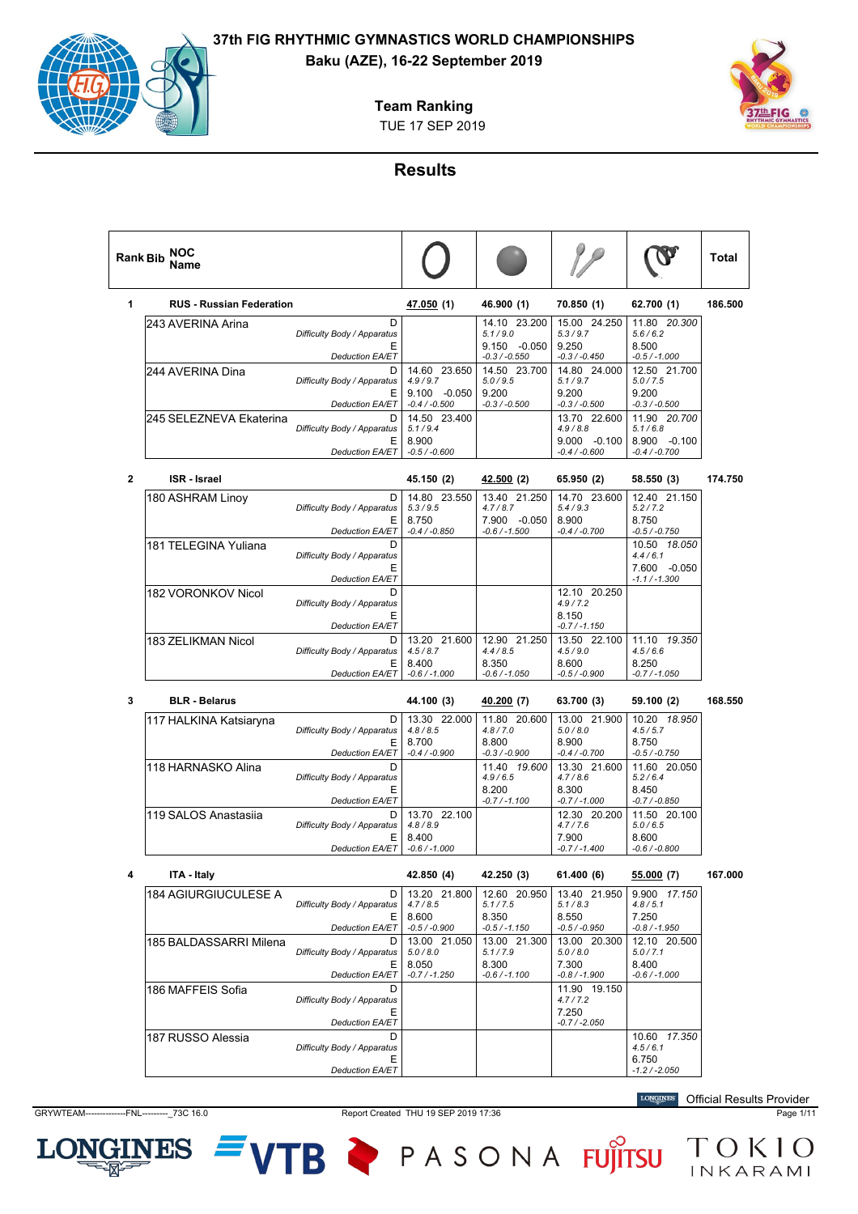# 37th FIG RHYTHMIC GYMNASTICS WORLD CHAMPIONSHIPS

**Baku (AZE), 16-22 September 2019**

## Team Ranking

TUE 17 SEP 2019

## Results

| Rank | Bib | NOC Name | | Hoop | Ball | Clubs | Ribbon | Total |
|---|---|---|---|---|---|---|---|---|
| **1** | | **RUS - Russian Federation** | | **47.050 (1)** | **46.900 (1)** | **70.850 (1)** | **62.700 (1)** | **186.500** |
| | 243 | AVERINA Arina | D / Difficulty Body / Apparatus | | 14.10 23.200 / 5.1 / 9.0 | 15.00 24.250 / 5.3 / 9.7 | 11.80 *20.300* / 5.6 / 6.2 | |
| | | | E / Deduction EA/ET | | 9.150 -0.050 / -0.3 / -0.550 | 9.250 / -0.3 / -0.450 | 8.500 / -0.5 / -1.000 | |
| | 244 | AVERINA Dina | D / Difficulty Body / Apparatus | 14.60 23.650 / 4.9 / 9.7 | 14.50 23.700 / 5.0 / 9.5 | 14.80 24.000 / 5.1 / 9.7 | 12.50 21.700 / 5.0 / 7.5 | |
| | | | E / Deduction EA/ET | 9.100 -0.050 / -0.4 / -0.500 | 9.200 / -0.3 / -0.500 | 9.200 / -0.3 / -0.500 | 9.200 / -0.3 / -0.500 | |
| | 245 | SELEZNEVA Ekaterina | D / Difficulty Body / Apparatus | 14.50 23.400 / 5.1 / 9.4 | | 13.70 22.600 / 4.9 / 8.8 | 11.90 *20.700* / 5.1 / 6.8 | |
| | | | E / Deduction EA/ET | 8.900 / -0.5 / -0.600 | | 9.000 -0.100 / -0.4 / -0.600 | 8.900 -0.100 / -0.4 / -0.700 | |
| **2** | | **ISR - Israel** | | **45.150 (2)** | **42.500 (2)** | **65.950 (2)** | **58.550 (3)** | **174.750** |
| | 180 | ASHRAM Linoy | D / Difficulty Body / Apparatus | 14.80 23.550 / 5.3 / 9.5 | 13.40 21.250 / 4.7 / 8.7 | 14.70 23.600 / 5.4 / 9.3 | 12.40 21.150 / 5.2 / 7.2 | |
| | | | E / Deduction EA/ET | 8.750 / -0.4 / -0.850 | 7.900 -0.050 / -0.6 / -1.500 | 8.900 / -0.4 / -0.700 | 8.750 / -0.5 / -0.750 | |
| | 181 | TELEGINA Yuliana | D / Difficulty Body / Apparatus | | | | 10.50 *18.050* / 4.4 / 6.1 | |
| | | | E / Deduction EA/ET | | | | 7.600 -0.050 / -1.1 / -1.300 | |
| | 182 | VORONKOV Nicol | D / Difficulty Body / Apparatus | | | 12.10 20.250 / 4.9 / 7.2 | | |
| | | | E / Deduction EA/ET | | | 8.150 / -0.7 / -1.150 | | |
| | 183 | ZELIKMAN Nicol | D / Difficulty Body / Apparatus | 13.20 21.600 / 4.5 / 8.7 | 12.90 21.250 / 4.4 / 8.5 | 13.50 22.100 / 4.5 / 9.0 | 11.10 *19.350* / 4.5 / 6.6 | |
| | | | E / Deduction EA/ET | 8.400 / -0.6 / -1.000 | 8.350 / -0.6 / -1.050 | 8.600 / -0.5 / -0.900 | 8.250 / -0.7 / -1.050 | |
| **3** | | **BLR - Belarus** | | **44.100 (3)** | **40.200 (7)** | **63.700 (3)** | **59.100 (2)** | **168.550** |
| | 117 | HALKINA Katsiaryna | D / Difficulty Body / Apparatus | 13.30 22.000 / 4.8 / 8.5 | 11.80 20.600 / 4.8 / 7.0 | 13.00 21.900 / 5.0 / 8.0 | 10.20 *18.950* / 4.5 / 5.7 | |
| | | | E / Deduction EA/ET | 8.700 / -0.4 / -0.900 | 8.800 / -0.3 / -0.900 | 8.900 / -0.4 / -0.700 | 8.750 / -0.5 / -0.750 | |
| | 118 | HARNASKO Alina | D / Difficulty Body / Apparatus | | 11.40 *19.600* / 4.9 / 6.5 | 13.30 21.600 / 4.7 / 8.6 | 11.60 20.050 / 5.2 / 6.4 | |
| | | | E / Deduction EA/ET | | 8.200 / -0.7 / -1.100 | 8.300 / -0.7 / -1.000 | 8.450 / -0.7 / -0.850 | |
| | 119 | SALOS Anastasiia | D / Difficulty Body / Apparatus | 13.70 22.100 / 4.8 / 8.9 | | 12.30 20.200 / 4.7 / 7.6 | 11.50 20.100 / 5.0 / 6.5 | |
| | | | E / Deduction EA/ET | 8.400 / -0.6 / -1.000 | | 7.900 / -0.7 / -1.400 | 8.600 / -0.6 / -0.800 | |
| **4** | | **ITA - Italy** | | **42.850 (4)** | **42.250 (3)** | **61.400 (6)** | **55.000 (7)** | **167.000** |
| | 184 | AGIURGIUCULESE A | D / Difficulty Body / Apparatus | 13.20 21.800 / 4.7 / 8.5 | 12.60 20.950 / 5.1 / 7.5 | 13.40 21.950 / 5.1 / 8.3 | 9.900 *17.150* / 4.8 / 5.1 | |
| | | | E / Deduction EA/ET | 8.600 / -0.5 / -0.900 | 8.350 / -0.5 / -1.150 | 8.550 / -0.5 / -0.950 | 7.250 / -0.8 / -1.950 | |
| | 185 | BALDASSARRI Milena | D / Difficulty Body / Apparatus | 13.00 21.050 / 5.0 / 8.0 | 13.00 21.300 / 5.1 / 7.9 | 13.00 20.300 / 5.0 / 8.0 | 12.10 20.500 / 5.0 / 7.1 | |
| | | | E / Deduction EA/ET | 8.050 / -0.7 / -1.250 | 8.300 / -0.6 / -1.100 | 7.300 / -0.8 / -1.900 | 8.400 / -0.6 / -1.000 | |
| | 186 | MAFFEIS Sofia | D / Difficulty Body / Apparatus | | | 11.90 19.150 / 4.7 / 7.2 | | |
| | | | E / Deduction EA/ET | | | 7.250 / -0.7 / -2.050 | | |
| | 187 | RUSSO Alessia | D / Difficulty Body / Apparatus | | | | 10.60 *17.350* / 4.5 / 6.1 | |
| | | | E / Deduction EA/ET | | | | 6.750 / -1.2 / -2.050 | |

Official Results Provider: LONGINES

GRYWTEAM--------------FNL---------_73C 16.0 Report Created THU 19 SEP 2019 17:36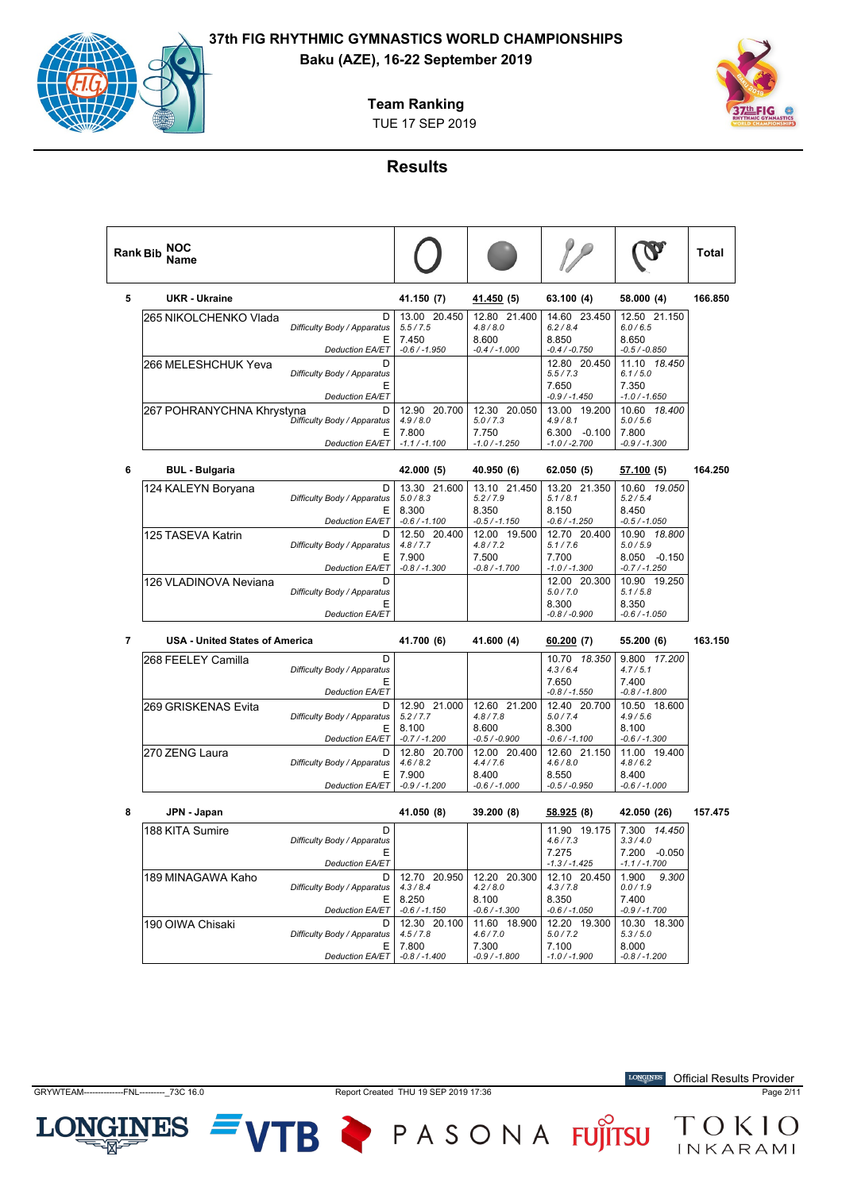# 37th FIG RHYTHMIC GYMNASTICS WORLD CHAMPIONSHIPS

**Baku (AZE), 16-22 September 2019**

**Team Ranking**

TUE 17 SEP 2019

## Results

| Rank | Bib | NOC / Name | | Hoop | Ball | Clubs | Ribbon | Total |
|---|---|---|---|---|---|---|---|---|
| 5 | | **UKR - Ukraine** | | 41.150 (7) | 41.450 (5) | 63.100 (4) | 58.000 (4) | 166.850 |
| | 265 | NIKOLCHENKO Vlada | D | 13.00 20.450 | 12.80 21.400 | 14.60 23.450 | 12.50 21.150 | |
| | | | Difficulty Body / Apparatus | 5.5 / 7.5 | 4.8 / 8.0 | 6.2 / 8.4 | 6.0 / 6.5 | |
| | | | E | 7.450 | 8.600 | 8.850 | 8.650 | |
| | | | Deduction EA/ET | -0.6 / -1.950 | -0.4 / -1.000 | -0.4 / -0.750 | -0.5 / -0.850 | |
| | 266 | MELESHCHUK Yeva | D | | | 12.80 20.450 | 11.10 *18.450* | |
| | | | Difficulty Body / Apparatus | | | 5.5 / 7.3 | 6.1 / 5.0 | |
| | | | E | | | 7.650 | 7.350 | |
| | | | Deduction EA/ET | | | -0.9 / -1.450 | -1.0 / -1.650 | |
| | 267 | POHRANYCHNA Khrystyna | D | 12.90 20.700 | 12.30 20.050 | 13.00 19.200 | 10.60 *18.400* | |
| | | | Difficulty Body / Apparatus | 4.9 / 8.0 | 5.0 / 7.3 | 4.9 / 8.1 | 5.0 / 5.6 | |
| | | | E | 7.800 | 7.750 | 6.300 -0.100 | 7.800 | |
| | | | Deduction EA/ET | -1.1 / -1.100 | -1.0 / -1.250 | -1.0 / -2.700 | -0.9 / -1.300 | |
| 6 | | **BUL - Bulgaria** | | 42.000 (5) | 40.950 (6) | 62.050 (5) | 57.100 (5) | 164.250 |
| | 124 | KALEYN Boryana | D | 13.30 21.600 | 13.10 21.450 | 13.20 21.350 | 10.60 *19.050* | |
| | | | Difficulty Body / Apparatus | 5.0 / 8.3 | 5.2 / 7.9 | 5.1 / 8.1 | 5.2 / 5.4 | |
| | | | E | 8.300 | 8.350 | 8.150 | 8.450 | |
| | | | Deduction EA/ET | -0.6 / -1.100 | -0.5 / -1.150 | -0.6 / -1.250 | -0.5 / -1.050 | |
| | 125 | TASEVA Katrin | D | 12.50 20.400 | 12.00 19.500 | 12.70 20.400 | 10.90 *18.800* | |
| | | | Difficulty Body / Apparatus | 4.8 / 7.7 | 4.8 / 7.2 | 5.1 / 7.6 | 5.0 / 5.9 | |
| | | | E | 7.900 | 7.500 | 7.700 | 8.050 -0.150 | |
| | | | Deduction EA/ET | -0.8 / -1.300 | -0.8 / -1.700 | -1.0 / -1.300 | -0.7 / -1.250 | |
| | 126 | VLADINOVA Neviana | D | | | 12.00 20.300 | 10.90 19.250 | |
| | | | Difficulty Body / Apparatus | | | 5.0 / 7.0 | 5.1 / 5.8 | |
| | | | E | | | 8.300 | 8.350 | |
| | | | Deduction EA/ET | | | -0.8 / -0.900 | -0.6 / -1.050 | |
| 7 | | **USA - United States of America** | | 41.700 (6) | 41.600 (4) | 60.200 (7) | 55.200 (6) | 163.150 |
| | 268 | FEELEY Camilla | D | | | 10.70 *18.350* | 9.800 *17.200* | |
| | | | Difficulty Body / Apparatus | | | 4.3 / 6.4 | 4.7 / 5.1 | |
| | | | E | | | 7.650 | 7.400 | |
| | | | Deduction EA/ET | | | -0.8 / -1.550 | -0.8 / -1.800 | |
| | 269 | GRISKENAS Evita | D | 12.90 21.000 | 12.60 21.200 | 12.40 20.700 | 10.50 18.600 | |
| | | | Difficulty Body / Apparatus | 5.2 / 7.7 | 4.8 / 7.8 | 5.0 / 7.4 | 4.9 / 5.6 | |
| | | | E | 8.100 | 8.600 | 8.300 | 8.100 | |
| | | | Deduction EA/ET | -0.7 / -1.200 | -0.5 / -0.900 | -0.6 / -1.100 | -0.6 / -1.300 | |
| | 270 | ZENG Laura | D | 12.80 20.700 | 12.00 20.400 | 12.60 21.150 | 11.00 19.400 | |
| | | | Difficulty Body / Apparatus | 4.6 / 8.2 | 4.4 / 7.6 | 4.6 / 8.0 | 4.8 / 6.2 | |
| | | | E | 7.900 | 8.400 | 8.550 | 8.400 | |
| | | | Deduction EA/ET | -0.9 / -1.200 | -0.6 / -1.000 | -0.5 / -0.950 | -0.6 / -1.000 | |
| 8 | | **JPN - Japan** | | 41.050 (8) | 39.200 (8) | 58.925 (8) | 42.050 (26) | 157.475 |
| | 188 | KITA Sumire | D | | | 11.90 19.175 | 7.300 *14.450* | |
| | | | Difficulty Body / Apparatus | | | 4.6 / 7.3 | 3.3 / 4.0 | |
| | | | E | | | 7.275 | 7.200 -0.050 | |
| | | | Deduction EA/ET | | | -1.3 / -1.425 | -1.1 / -1.700 | |
| | 189 | MINAGAWA Kaho | D | 12.70 20.950 | 12.20 20.300 | 12.10 20.450 | 1.900 *9.300* | |
| | | | Difficulty Body / Apparatus | 4.3 / 8.4 | 4.2 / 8.0 | 4.3 / 7.8 | 0.0 / 1.9 | |
| | | | E | 8.250 | 8.100 | 8.350 | 7.400 | |
| | | | Deduction EA/ET | -0.6 / -1.150 | -0.6 / -1.300 | -0.6 / -1.050 | -0.9 / -1.700 | |
| | 190 | OIWA Chisaki | D | 12.30 20.100 | 11.60 18.900 | 12.20 19.300 | 10.30 18.300 | |
| | | | Difficulty Body / Apparatus | 4.5 / 7.8 | 4.6 / 7.0 | 5.0 / 7.2 | 5.3 / 5.0 | |
| | | | E | 7.800 | 7.300 | 7.100 | 8.000 | |
| | | | Deduction EA/ET | -0.8 / -1.400 | -0.9 / -1.800 | -1.0 / -1.900 | -0.8 / -1.200 | |

GRYWTEAM--------------FNL---------_73C 16.0 Report Created THU 19 SEP 2019 17:36

Official Results Provider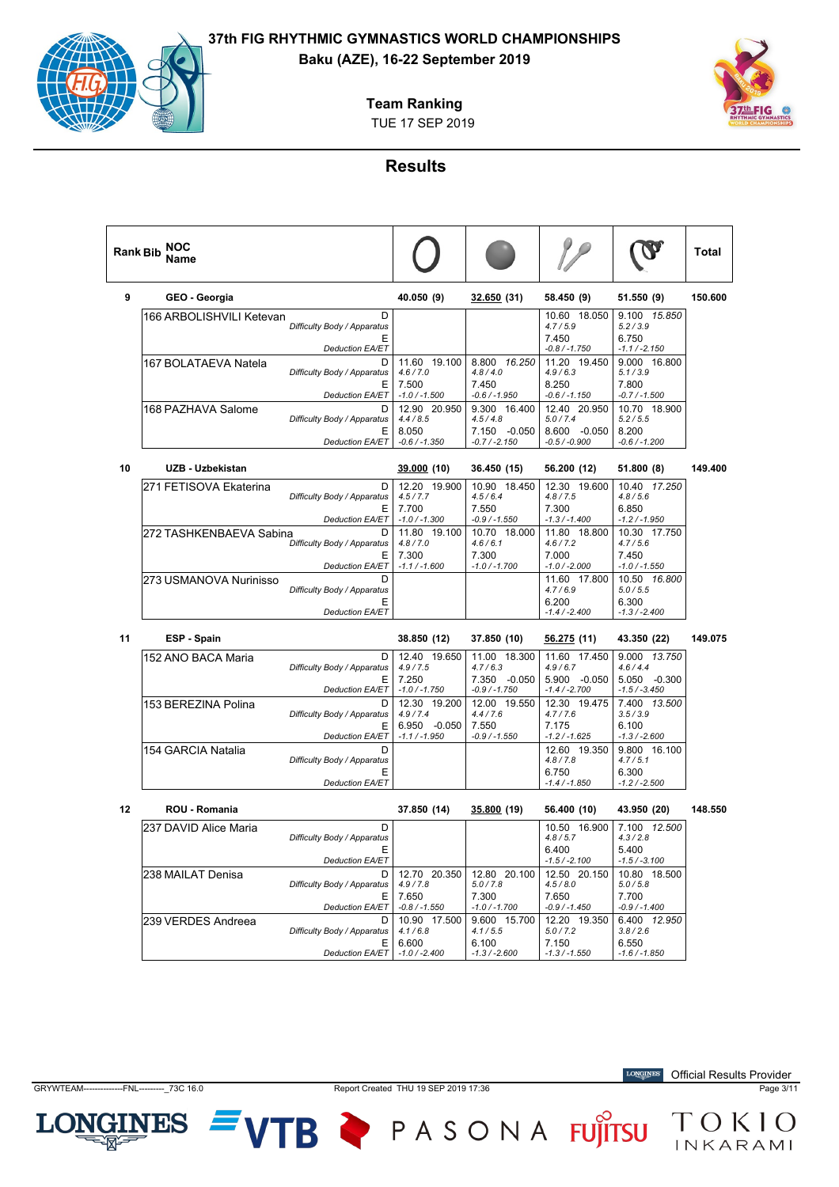# 37th FIG RHYTHMIC GYMNASTICS WORLD CHAMPIONSHIPS

**Baku (AZE), 16-22 September 2019**

**Team Ranking**

TUE 17 SEP 2019

## Results

| Rank | Bib | NOC / Name | | Hoop | Ball | Clubs | Ribbon | Total |
|---|---|---|---|---|---|---|---|---|
| 9 | | **GEO - Georgia** | | 40.050 (9) | 32.650 (31) | 58.450 (9) | 51.550 (9) | 150.600 |
| | 166 | ARBOLISHVILI Ketevan | D / *Difficulty Body / Apparatus* | | | 10.60 18.050 / *4.7 / 5.9* | 9.100 *15.850* / *5.2 / 3.9* | |
| | | | E / *Deduction EA/ET* | | | 7.450 / *-0.8 / -1.750* | 6.750 / *-1.1 / -2.150* | |
| | 167 | BOLATAEVA Natela | D / *Difficulty Body / Apparatus* | 11.60 19.100 / *4.6 / 7.0* | 8.800 *16.250* / *4.8 / 4.0* | 11.20 19.450 / *4.9 / 6.3* | 9.000 16.800 / *5.1 / 3.9* | |
| | | | E / *Deduction EA/ET* | 7.500 / *-1.0 / -1.500* | 7.450 / *-0.6 / -1.950* | 8.250 / *-0.6 / -1.150* | 7.800 / *-0.7 / -1.500* | |
| | 168 | PAZHAVA Salome | D / *Difficulty Body / Apparatus* | 12.90 20.950 / *4.4 / 8.5* | 9.300 16.400 / *4.5 / 4.8* | 12.40 20.950 / *5.0 / 7.4* | 10.70 18.900 / *5.2 / 5.5* | |
| | | | E / *Deduction EA/ET* | 8.050 / *-0.6 / -1.350* | 7.150 -0.050 / *-0.7 / -2.150* | 8.600 -0.050 / *-0.5 / -0.900* | 8.200 / *-0.6 / -1.200* | |
| 10 | | **UZB - Uzbekistan** | | 39.000 (10) | 36.450 (15) | 56.200 (12) | 51.800 (8) | 149.400 |
| | 271 | FETISOVA Ekaterina | D / *Difficulty Body / Apparatus* | 12.20 19.900 / *4.5 / 7.7* | 10.90 18.450 / *4.5 / 6.4* | 12.30 19.600 / *4.8 / 7.5* | 10.40 *17.250* / *4.8 / 5.6* | |
| | | | E / *Deduction EA/ET* | 7.700 / *-1.0 / -1.300* | 7.550 / *-0.9 / -1.550* | 7.300 / *-1.3 / -1.400* | 6.850 / *-1.2 / -1.950* | |
| | 272 | TASHKENBAEVA Sabina | D / *Difficulty Body / Apparatus* | 11.80 19.100 / *4.8 / 7.0* | 10.70 18.000 / *4.6 / 6.1* | 11.80 18.800 / *4.6 / 7.2* | 10.30 17.750 / *4.7 / 5.6* | |
| | | | E / *Deduction EA/ET* | 7.300 / *-1.1 / -1.600* | 7.300 / *-1.0 / -1.700* | 7.000 / *-1.0 / -2.000* | 7.450 / *-1.0 / -1.550* | |
| | 273 | USMANOVA Nurinisso | D / *Difficulty Body / Apparatus* | | | 11.60 17.800 / *4.7 / 6.9* | 10.50 *16.800* / *5.0 / 5.5* | |
| | | | E / *Deduction EA/ET* | | | 6.200 / *-1.4 / -2.400* | 6.300 / *-1.3 / -2.400* | |
| 11 | | **ESP - Spain** | | 38.850 (12) | 37.850 (10) | 56.275 (11) | 43.350 (22) | 149.075 |
| | 152 | ANO BACA Maria | D / *Difficulty Body / Apparatus* | 12.40 19.650 / *4.9 / 7.5* | 11.00 18.300 / *4.7 / 6.3* | 11.60 *17.450* / *4.9 / 6.7* | 9.000 *13.750* / *4.6 / 4.4* | |
| | | | E / *Deduction EA/ET* | 7.250 / *-1.0 / -1.750* | 7.350 -0.050 / *-0.9 / -1.750* | 5.900 -0.050 / *-1.4 / -2.700* | 5.050 -0.300 / *-1.5 / -3.450* | |
| | 153 | BEREZINA Polina | D / *Difficulty Body / Apparatus* | 12.30 19.200 / *4.9 / 7.4* | 12.00 19.550 / *4.4 / 7.6* | 12.30 19.475 / *4.7 / 7.6* | 7.400 *13.500* / *3.5 / 3.9* | |
| | | | E / *Deduction EA/ET* | 6.950 -0.050 / *-1.1 / -1.950* | 7.550 / *-0.9 / -1.550* | 7.175 / *-1.2 / -1.625* | 6.100 / *-1.3 / -2.600* | |
| | 154 | GARCIA Natalia | D / *Difficulty Body / Apparatus* | | | 12.60 19.350 / *4.8 / 7.8* | 9.800 16.100 / *4.7 / 5.1* | |
| | | | E / *Deduction EA/ET* | | | 6.750 / *-1.4 / -1.850* | 6.300 / *-1.2 / -2.500* | |
| 12 | | **ROU - Romania** | | 37.850 (14) | 35.800 (19) | 56.400 (10) | 43.950 (20) | 148.550 |
| | 237 | DAVID Alice Maria | D / *Difficulty Body / Apparatus* | | | 10.50 16.900 / *4.8 / 5.7* | 7.100 *12.500* / *4.3 / 2.8* | |
| | | | E / *Deduction EA/ET* | | | 6.400 / *-1.5 / -2.100* | 5.400 / *-1.5 / -3.100* | |
| | 238 | MAILAT Denisa | D / *Difficulty Body / Apparatus* | 12.70 20.350 / *4.9 / 7.8* | 12.80 20.100 / *5.0 / 7.8* | 12.50 20.150 / *4.5 / 8.0* | 10.80 18.500 / *5.0 / 5.8* | |
| | | | E / *Deduction EA/ET* | 7.650 / *-0.8 / -1.550* | 7.300 / *-1.0 / -1.700* | 7.650 / *-0.9 / -1.450* | 7.700 / *-0.9 / -1.400* | |
| | 239 | VERDES Andreea | D / *Difficulty Body / Apparatus* | 10.90 17.500 / *4.1 / 6.8* | 9.600 *15.700* / *4.1 / 5.5* | 12.20 19.350 / *5.0 / 7.2* | 6.400 *12.950* / *3.8 / 2.6* | |
| | | | E / *Deduction EA/ET* | 6.600 / *-1.0 / -2.400* | 6.100 / *-1.3 / -2.600* | 7.150 / *-1.3 / -1.550* | 6.550 / *-1.6 / -1.850* | |

GRYWTEAM--------------FNL---------_73C 16.0 Report Created THU 19 SEP 2019 17:36

Official Results Provider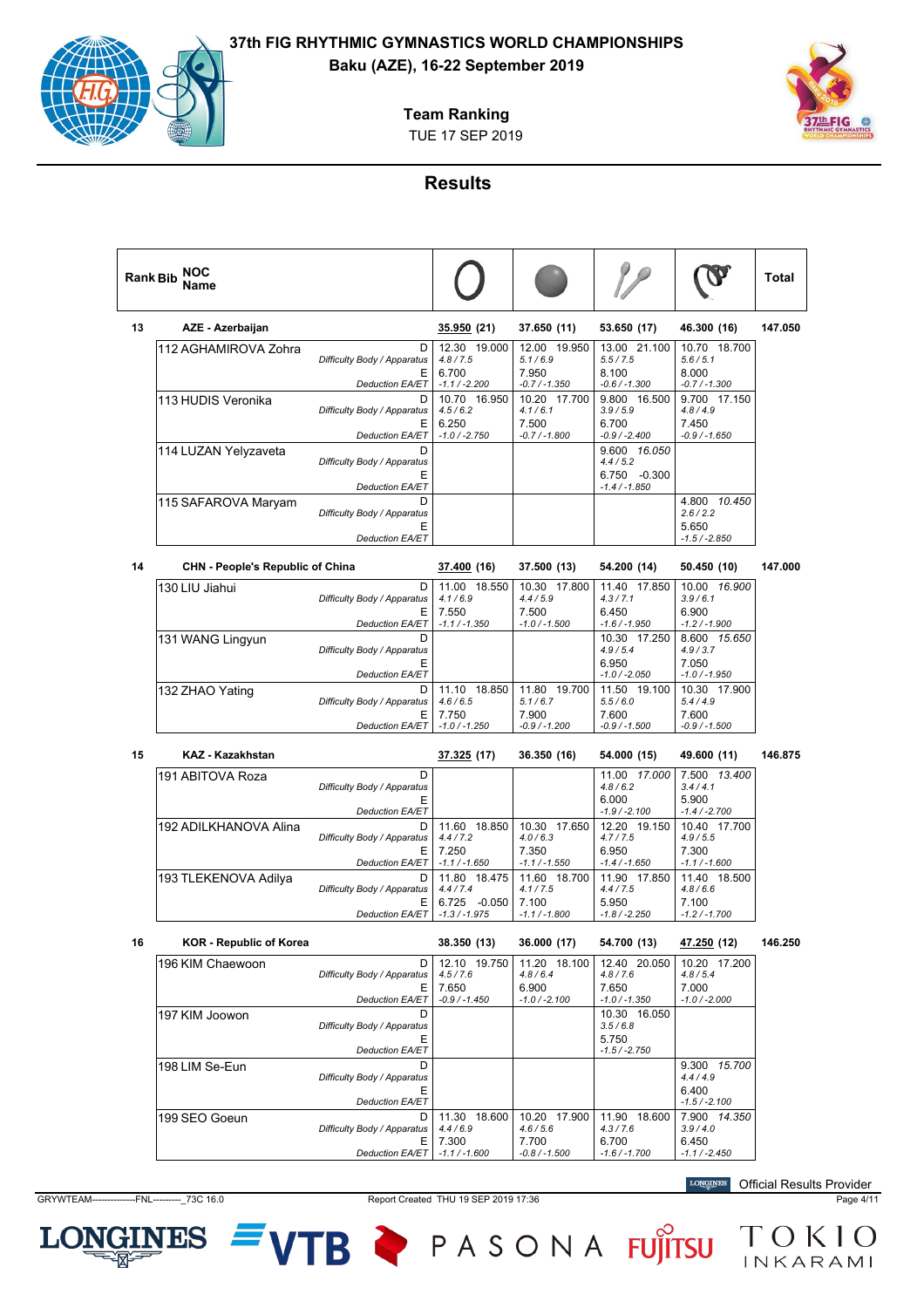# 37th FIG RHYTHMIC GYMNASTICS WORLD CHAMPIONSHIPS

**Baku (AZE), 16-22 September 2019**

**Team Ranking**

TUE 17 SEP 2019

## Results

| Rank | Bib | NOC Name | | Hoop | Ball | Clubs | Ribbon | Total |
|---|---|---|---|---|---|---|---|---|
| 13 | | AZE - Azerbaijan | | 35.950 (21) | 37.650 (11) | 53.650 (17) | 46.300 (16) | 147.050 |
| | 112 | AGHAMIROVA Zohra | D | 12.30 19.000 | 12.00 19.950 | 13.00 21.100 | 10.70 18.700 | |
| | | | *Difficulty Body / Apparatus* | *4.8 / 7.5* | *5.1 / 6.9* | *5.5 / 7.5* | *5.6 / 5.1* | |
| | | | E | 6.700 | 7.950 | 8.100 | 8.000 | |
| | | | *Deduction EA/ET* | *-1.1 / -2.200* | *-0.7 / -1.350* | *-0.6 / -1.300* | *-0.7 / -1.300* | |
| | 113 | HUDIS Veronika | D | 10.70 16.950 | 10.20 17.700 | 9.800 16.500 | 9.700 17.150 | |
| | | | *Difficulty Body / Apparatus* | *4.5 / 6.2* | *4.1 / 6.1* | *3.9 / 5.9* | *4.8 / 4.9* | |
| | | | E | 6.250 | 7.500 | 6.700 | 7.450 | |
| | | | *Deduction EA/ET* | *-1.0 / -2.750* | *-0.7 / -1.800* | *-0.9 / -2.400* | *-0.9 / -1.650* | |
| | 114 | LUZAN Yelyzaveta | D | | | 9.600 *16.050* | | |
| | | | *Difficulty Body / Apparatus* | | | *4.4 / 5.2* | | |
| | | | E | | | 6.750 -0.300 | | |
| | | | *Deduction EA/ET* | | | *-1.4 / -1.850* | | |
| | 115 | SAFAROVA Maryam | D | | | | 4.800 *10.450* | |
| | | | *Difficulty Body / Apparatus* | | | | *2.6 / 2.2* | |
| | | | E | | | | 5.650 | |
| | | | *Deduction EA/ET* | | | | *-1.5 / -2.850* | |
| 14 | | CHN - People's Republic of China | | 37.400 (16) | 37.500 (13) | 54.200 (14) | 50.450 (10) | 147.000 |
| | 130 | LIU Jiahui | D | 11.00 18.550 | 10.30 17.800 | 11.40 17.850 | 10.00 *16.900* | |
| | | | *Difficulty Body / Apparatus* | *4.1 / 6.9* | *4.4 / 5.9* | *4.3 / 7.1* | *3.9 / 6.1* | |
| | | | E | 7.550 | 7.500 | 6.450 | 6.900 | |
| | | | *Deduction EA/ET* | *-1.1 / -1.350* | *-1.0 / -1.500* | *-1.6 / -1.950* | *-1.2 / -1.900* | |
| | 131 | WANG Lingyun | D | | | 10.30 17.250 | 8.600 *15.650* | |
| | | | *Difficulty Body / Apparatus* | | | *4.9 / 5.4* | *4.9 / 3.7* | |
| | | | E | | | 6.950 | 7.050 | |
| | | | *Deduction EA/ET* | | | *-1.0 / -2.050* | *-1.0 / -1.950* | |
| | 132 | ZHAO Yating | D | 11.10 18.850 | 11.80 19.700 | 11.50 19.100 | 10.30 17.900 | |
| | | | *Difficulty Body / Apparatus* | *4.6 / 6.5* | *5.1 / 6.7* | *5.5 / 6.0* | *5.4 / 4.9* | |
| | | | E | 7.750 | 7.900 | 7.600 | 7.600 | |
| | | | *Deduction EA/ET* | *-1.0 / -1.250* | *-0.9 / -1.200* | *-0.9 / -1.500* | *-0.9 / -1.500* | |
| 15 | | KAZ - Kazakhstan | | 37.325 (17) | 36.350 (16) | 54.000 (15) | 49.600 (11) | 146.875 |
| | 191 | ABITOVA Roza | D | | | 11.00 *17.000* | 7.500 *13.400* | |
| | | | *Difficulty Body / Apparatus* | | | *4.8 / 6.2* | *3.4 / 4.1* | |
| | | | E | | | 6.000 | 5.900 | |
| | | | *Deduction EA/ET* | | | *-1.9 / -2.100* | *-1.4 / -2.700* | |
| | 192 | ADILKHANOVA Alina | D | 11.60 18.850 | 10.30 17.650 | 12.20 19.150 | 10.40 17.700 | |
| | | | *Difficulty Body / Apparatus* | *4.4 / 7.2* | *4.0 / 6.3* | *4.7 / 7.5* | *4.9 / 5.5* | |
| | | | E | 7.250 | 7.350 | 6.950 | 7.300 | |
| | | | *Deduction EA/ET* | *-1.1 / -1.650* | *-1.1 / -1.550* | *-1.4 / -1.650* | *-1.1 / -1.600* | |
| | 193 | TLEKENOVA Adilya | D | 11.80 18.475 | 11.60 18.700 | 11.90 17.850 | 11.40 18.500 | |
| | | | *Difficulty Body / Apparatus* | *4.4 / 7.4* | *4.1 / 7.5* | *4.4 / 7.5* | *4.8 / 6.6* | |
| | | | E | 6.725 -0.050 | 7.100 | 5.950 | 7.100 | |
| | | | *Deduction EA/ET* | *-1.3 / -1.975* | *-1.1 / -1.800* | *-1.8 / -2.250* | *-1.2 / -1.700* | |
| 16 | | KOR - Republic of Korea | | 38.350 (13) | 36.000 (17) | 54.700 (13) | 47.250 (12) | 146.250 |
| | 196 | KIM Chaewoon | D | 12.10 19.750 | 11.20 18.100 | 12.40 20.050 | 10.20 17.200 | |
| | | | *Difficulty Body / Apparatus* | *4.5 / 7.6* | *4.8 / 6.4* | *4.8 / 7.6* | *4.8 / 5.4* | |
| | | | E | 7.650 | 6.900 | 7.650 | 7.000 | |
| | | | *Deduction EA/ET* | *-0.9 / -1.450* | *-1.0 / -2.100* | *-1.0 / -1.350* | *-1.0 / -2.000* | |
| | 197 | KIM Joowon | D | | | 10.30 16.050 | | |
| | | | *Difficulty Body / Apparatus* | | | *3.5 / 6.8* | | |
| | | | E | | | 5.750 | | |
| | | | *Deduction EA/ET* | | | *-1.5 / -2.750* | | |
| | 198 | LIM Se-Eun | D | | | | 9.300 *15.700* | |
| | | | *Difficulty Body / Apparatus* | | | | *4.4 / 4.9* | |
| | | | E | | | | 6.400 | |
| | | | *Deduction EA/ET* | | | | *-1.5 / -2.100* | |
| | 199 | SEO Goeun | D | 11.30 18.600 | 10.20 17.900 | 11.90 18.600 | 7.900 *14.350* | |
| | | | *Difficulty Body / Apparatus* | *4.4 / 6.9* | *4.6 / 5.6* | *4.3 / 7.6* | *3.9 / 4.0* | |
| | | | E | 7.300 | 7.700 | 6.700 | 6.450 | |
| | | | *Deduction EA/ET* | *-1.1 / -1.600* | *-0.8 / -1.500* | *-1.6 / -1.700* | *-1.1 / -2.450* | |

Official Results Provider

GRYWTEAM--------------FNL---------_73C 16.0 Report Created THU 19 SEP 2019 17:36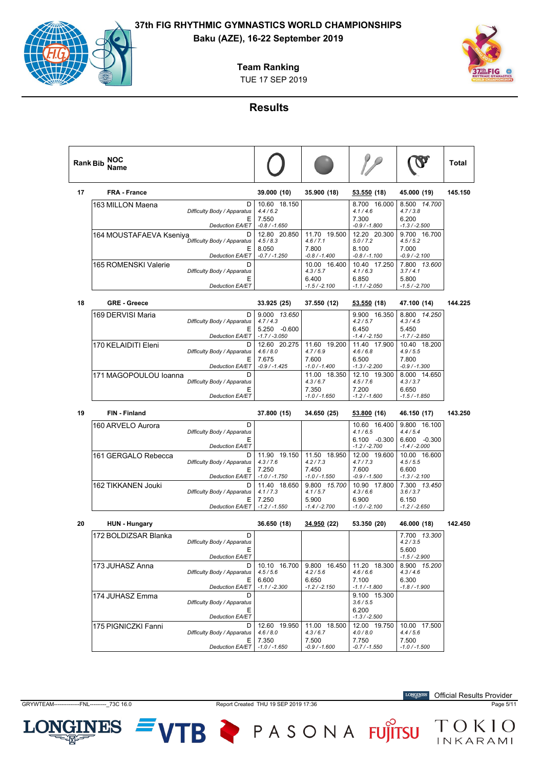# 37th FIG RHYTHMIC GYMNASTICS WORLD CHAMPIONSHIPS

**Baku (AZE), 16-22 September 2019**

**Team Ranking**

TUE 17 SEP 2019

## Results

| Rank | Bib | NOC Name | | Hoop | Ball | Clubs | Ribbon | Total |
|---|---|---|---|---|---|---|---|---|
| 17 | | **FRA - France** | | **39.000 (10)** | **35.900 (18)** | **53.550 (18)** | **45.000 (19)** | **145.150** |
| | 163 | MILLON Maena | D | 10.60 18.150 | | 8.700 16.000 | 8.500 *14.700* | |
| | | | *Difficulty Body / Apparatus* | *4.4 / 6.2* | | *4.1 / 4.6* | *4.7 / 3.8* | |
| | | | E | 7.550 | | 7.300 | 6.200 | |
| | | | *Deduction EA/ET* | *-0.8 / -1.650* | | *-0.9 / -1.800* | *-1.3 / -2.500* | |
| | 164 | MOUSTAFAEVA Kseniya | D | 12.80 20.850 | 11.70 19.500 | 12.20 20.300 | 9.700 16.700 | |
| | | | *Difficulty Body / Apparatus* | *4.5 / 8.3* | *4.6 / 7.1* | *5.0 / 7.2* | *4.5 / 5.2* | |
| | | | E | 8.050 | 7.800 | 8.100 | 7.000 | |
| | | | *Deduction EA/ET* | *-0.7 / -1.250* | *-0.8 / -1.400* | *-0.8 / -1.100* | *-0.9 / -2.100* | |
| | 165 | ROMENSKI Valerie | D | | 10.00 16.400 | 10.40 17.250 | 7.800 *13.600* | |
| | | | *Difficulty Body / Apparatus* | | *4.3 / 5.7* | *4.1 / 6.3* | *3.7 / 4.1* | |
| | | | E | | 6.400 | 6.850 | 5.800 | |
| | | | *Deduction EA/ET* | | *-1.5 / -2.100* | *-1.1 / -2.050* | *-1.5 / -2.700* | |
| 18 | | **GRE - Greece** | | **33.925 (25)** | **37.550 (12)** | **53.550 (18)** | **47.100 (14)** | **144.225** |
| | 169 | DERVISI Maria | D | 9.000 *13.650* | | 9.900 16.350 | 8.800 *14.250* | |
| | | | *Difficulty Body / Apparatus* | *4.7 / 4.3* | | *4.2 / 5.7* | *4.3 / 4.5* | |
| | | | E | 5.250 -0.600 | | 6.450 | 5.450 | |
| | | | *Deduction EA/ET* | *-1.7 / -3.050* | | *-1.4 / -2.150* | *-1.7 / -2.850* | |
| | 170 | KELAIDITI Eleni | D | 12.60 20.275 | 11.60 19.200 | 11.40 17.900 | 10.40 18.200 | |
| | | | *Difficulty Body / Apparatus* | *4.6 / 8.0* | *4.7 / 6.9* | *4.6 / 6.8* | *4.9 / 5.5* | |
| | | | E | 7.675 | 7.600 | 6.500 | 7.800 | |
| | | | *Deduction EA/ET* | *-0.9 / -1.425* | *-1.0 / -1.400* | *-1.3 / -2.200* | *-0.9 / -1.300* | |
| | 171 | MAGOPOULOU Ioanna | D | | 11.00 18.350 | 12.10 19.300 | 8.000 14.650 | |
| | | | *Difficulty Body / Apparatus* | | *4.3 / 6.7* | *4.5 / 7.6* | *4.3 / 3.7* | |
| | | | E | | 7.350 | 7.200 | 6.650 | |
| | | | *Deduction EA/ET* | | *-1.0 / -1.650* | *-1.2 / -1.600* | *-1.5 / -1.850* | |
| 19 | | **FIN - Finland** | | **37.800 (15)** | **34.650 (25)** | **53.800 (16)** | **46.150 (17)** | **143.250** |
| | 160 | ARVELO Aurora | D | | | 10.60 16.400 | 9.800 16.100 | |
| | | | *Difficulty Body / Apparatus* | | | *4.1 / 6.5* | *4.4 / 5.4* | |
| | | | E | | | 6.100 -0.300 | 6.600 -0.300 | |
| | | | *Deduction EA/ET* | | | *-1.2 / -2.700* | *-1.4 / -2.000* | |
| | 161 | GERGALO Rebecca | D | 11.90 19.150 | 11.50 18.950 | 12.00 19.600 | 10.00 16.600 | |
| | | | *Difficulty Body / Apparatus* | *4.3 / 7.6* | *4.2 / 7.3* | *4.7 / 7.3* | *4.5 / 5.5* | |
| | | | E | 7.250 | 7.450 | 7.600 | 6.600 | |
| | | | *Deduction EA/ET* | *-1.0 / -1.750* | *-1.0 / -1.550* | *-0.9 / -1.500* | *-1.3 / -2.100* | |
| | 162 | TIKKANEN Jouki | D | 11.40 18.650 | 9.800 *15.700* | 10.90 17.800 | 7.300 *13.450* | |
| | | | *Difficulty Body / Apparatus* | *4.1 / 7.3* | *4.1 / 5.7* | *4.3 / 6.6* | *3.6 / 3.7* | |
| | | | E | 7.250 | 5.900 | 6.900 | 6.150 | |
| | | | *Deduction EA/ET* | *-1.2 / -1.550* | *-1.4 / -2.700* | *-1.0 / -2.100* | *-1.2 / -2.650* | |
| 20 | | **HUN - Hungary** | | **36.650 (18)** | **34.950 (22)** | **53.350 (20)** | **46.000 (18)** | **142.450** |
| | 172 | BOLDIZSAR Blanka | D | | | | 7.700 *13.300* | |
| | | | *Difficulty Body / Apparatus* | | | | *4.2 / 3.5* | |
| | | | E | | | | 5.600 | |
| | | | *Deduction EA/ET* | | | | *-1.5 / -2.900* | |
| | 173 | JUHASZ Anna | D | 10.10 16.700 | 9.800 16.450 | 11.20 18.300 | 8.900 *15.200* | |
| | | | *Difficulty Body / Apparatus* | *4.5 / 5.6* | *4.2 / 5.6* | *4.6 / 6.6* | *4.3 / 4.6* | |
| | | | E | 6.600 | 6.650 | 7.100 | 6.300 | |
| | | | *Deduction EA/ET* | *-1.1 / -2.300* | *-1.2 / -2.150* | *-1.1 / -1.800* | *-1.8 / -1.900* | |
| | 174 | JUHASZ Emma | D | | | 9.100 15.300 | | |
| | | | *Difficulty Body / Apparatus* | | | *3.6 / 5.5* | | |
| | | | E | | | 6.200 | | |
| | | | *Deduction EA/ET* | | | *-1.3 / -2.500* | | |
| | 175 | PIGNICZKI Fanni | D | 12.60 19.950 | 11.00 18.500 | 12.00 19.750 | 10.00 17.500 | |
| | | | *Difficulty Body / Apparatus* | *4.6 / 8.0* | *4.3 / 6.7* | *4.0 / 8.0* | *4.4 / 5.6* | |
| | | | E | 7.350 | 7.500 | 7.750 | 7.500 | |
| | | | *Deduction EA/ET* | *-1.0 / -1.650* | *-0.9 / -1.600* | *-0.7 / -1.550* | *-1.0 / -1.500* | |

GRYWTEAM--------------FNL---------_73C 16.0 Report Created THU 19 SEP 2019 17:36

Official Results Provider LONGINES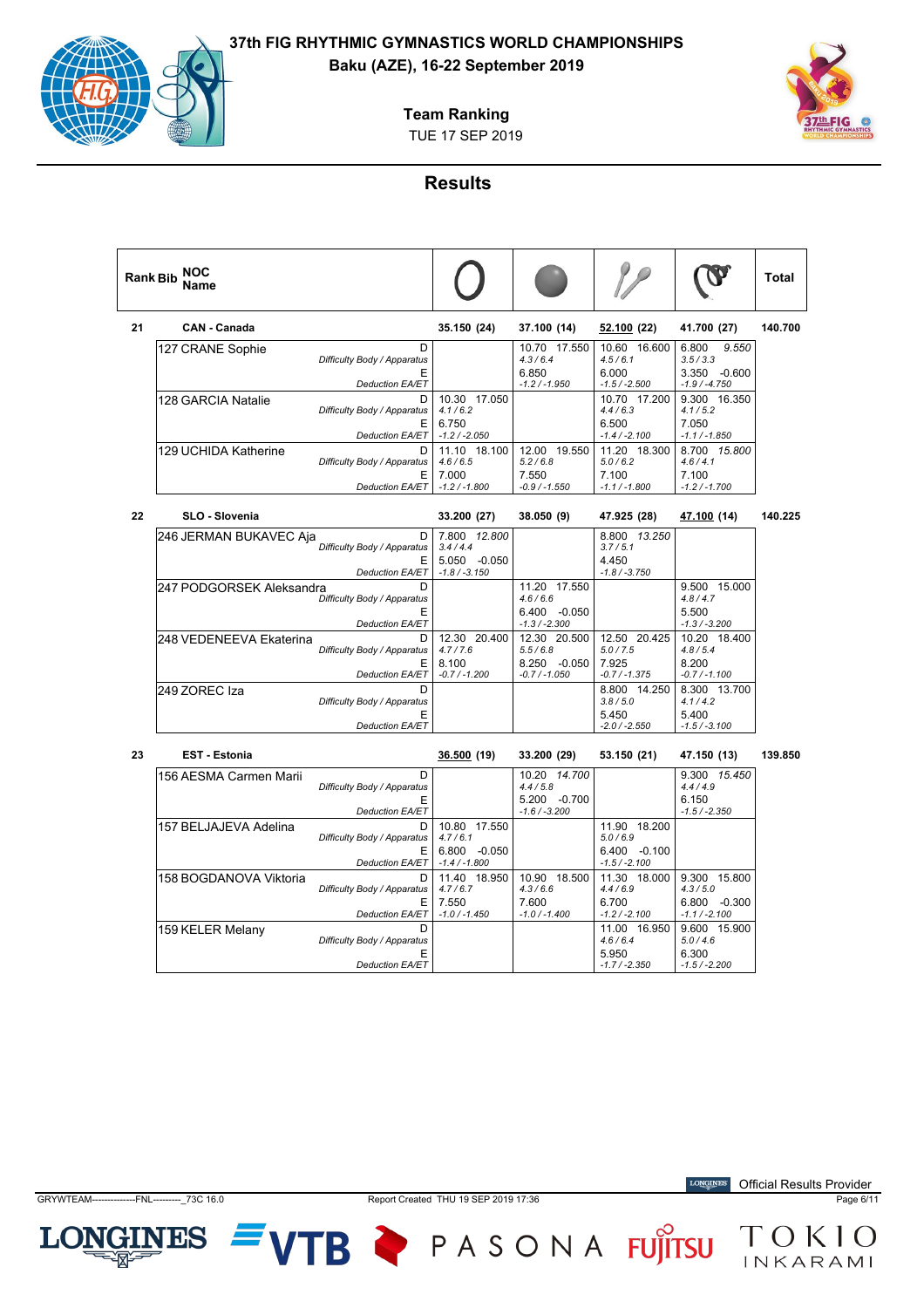# 37th FIG RHYTHMIC GYMNASTICS WORLD CHAMPIONSHIPS

**Baku (AZE), 16-22 September 2019**

**Team Ranking**

TUE 17 SEP 2019

## Results

| Rank | Bib | NOC / Name | | Hoop | Ball | Clubs | Ribbon | Total |
|---|---|---|---|---|---|---|---|---|
| 21 | | **CAN - Canada** | | **35.150 (24)** | **37.100 (14)** | **52.100 (22)** | **41.700 (27)** | **140.700** |
| | 127 | CRANE Sophie | D / *Difficulty Body / Apparatus* | | 10.70 17.550 / *4.3 / 6.4* | 10.60 16.600 / *4.5 / 6.1* | 6.800 *9.550* / *3.5 / 3.3* | |
| | | | E / *Deduction EA/ET* | | 6.850 / *-1.2 / -1.950* | 6.000 / *-1.5 / -2.500* | 3.350 -0.600 / *-1.9 / -4.750* | |
| | 128 | GARCIA Natalie | D / *Difficulty Body / Apparatus* | 10.30 17.050 / *4.1 / 6.2* | | 10.70 17.200 / *4.4 / 6.3* | 9.300 16.350 / *4.1 / 5.2* | |
| | | | E / *Deduction EA/ET* | 6.750 / *-1.2 / -2.050* | | 6.500 / *-1.4 / -2.100* | 7.050 / *-1.1 / -1.850* | |
| | 129 | UCHIDA Katherine | D / *Difficulty Body / Apparatus* | 11.10 18.100 / *4.6 / 6.5* | 12.00 19.550 / *5.2 / 6.8* | 11.20 18.300 / *5.0 / 6.2* | 8.700 *15.800* / *4.6 / 4.1* | |
| | | | E / *Deduction EA/ET* | 7.000 / *-1.2 / -1.800* | 7.550 / *-0.9 / -1.550* | 7.100 / *-1.1 / -1.800* | 7.100 / *-1.2 / -1.700* | |
| 22 | | **SLO - Slovenia** | | **33.200 (27)** | **38.050 (9)** | **47.925 (28)** | **47.100 (14)** | **140.225** |
| | 246 | JERMAN BUKAVEC Aja | D / *Difficulty Body / Apparatus* | 7.800 *12.800* / *3.4 / 4.4* | | 8.800 *13.250* / *3.7 / 5.1* | | |
| | | | E / *Deduction EA/ET* | 5.050 -0.050 / *-1.8 / -3.150* | | 4.450 / *-1.8 / -3.750* | | |
| | 247 | PODGORSEK Aleksandra | D / *Difficulty Body / Apparatus* | | 11.20 17.550 / *4.6 / 6.6* | | 9.500 15.000 / *4.8 / 4.7* | |
| | | | E / *Deduction EA/ET* | | 6.400 -0.050 / *-1.3 / -2.300* | | 5.500 / *-1.3 / -3.200* | |
| | 248 | VEDENEEVA Ekaterina | D / *Difficulty Body / Apparatus* | 12.30 20.400 / *4.7 / 7.6* | 12.30 20.500 / *5.5 / 6.8* | 12.50 20.425 / *5.0 / 7.5* | 10.20 18.400 / *4.8 / 5.4* | |
| | | | E / *Deduction EA/ET* | 8.100 / *-0.7 / -1.200* | 8.250 -0.050 / *-0.7 / -1.050* | 7.925 / *-0.7 / -1.375* | 8.200 / *-0.7 / -1.100* | |
| | 249 | ZOREC Iza | D / *Difficulty Body / Apparatus* | | | 8.800 14.250 / *3.8 / 5.0* | 8.300 13.700 / *4.1 / 4.2* | |
| | | | E / *Deduction EA/ET* | | | 5.450 / *-2.0 / -2.550* | 5.400 / *-1.5 / -3.100* | |
| 23 | | **EST - Estonia** | | **36.500 (19)** | **33.200 (29)** | **53.150 (21)** | **47.150 (13)** | **139.850** |
| | 156 | AESMA Carmen Marii | D / *Difficulty Body / Apparatus* | | 10.20 *14.700* / *4.4 / 5.8* | | 9.300 *15.450* / *4.4 / 4.9* | |
| | | | E / *Deduction EA/ET* | | 5.200 -0.700 / *-1.6 / -3.200* | | 6.150 / *-1.5 / -2.350* | |
| | 157 | BELJAJEVA Adelina | D / *Difficulty Body / Apparatus* | 10.80 17.550 / *4.7 / 6.1* | | 11.90 18.200 / *5.0 / 6.9* | | |
| | | | E / *Deduction EA/ET* | 6.800 -0.050 / *-1.4 / -1.800* | | 6.400 -0.100 / *-1.5 / -2.100* | | |
| | 158 | BOGDANOVA Viktoria | D / *Difficulty Body / Apparatus* | 11.40 18.950 / *4.7 / 6.7* | 10.90 18.500 / *4.3 / 6.6* | 11.30 18.000 / *4.4 / 6.9* | 9.300 15.800 / *4.3 / 5.0* | |
| | | | E / *Deduction EA/ET* | 7.550 / *-1.0 / -1.450* | 7.600 / *-1.0 / -1.400* | 6.700 / *-1.2 / -2.100* | 6.800 -0.300 / *-1.1 / -2.100* | |
| | 159 | KELER Melany | D / *Difficulty Body / Apparatus* | | | 11.00 16.950 / *4.6 / 6.4* | 9.600 15.900 / *5.0 / 4.6* | |
| | | | E / *Deduction EA/ET* | | | 5.950 / *-1.7 / -2.350* | 6.300 / *-1.5 / -2.200* | |

GRYWTEAM--------------FNL---------_73C 16.0 — Report Created THU 19 SEP 2019 17:36

Official Results Provider: LONGINES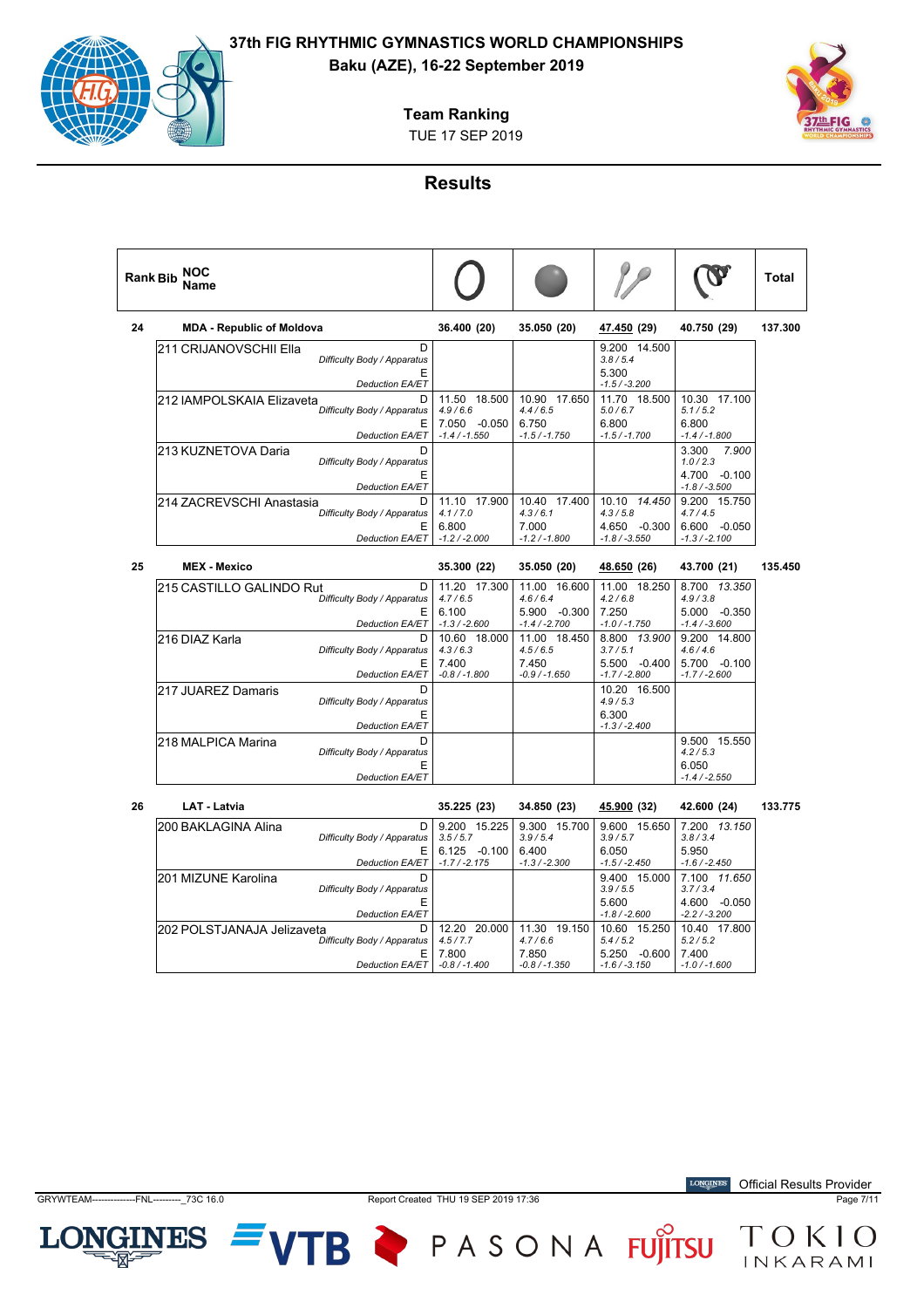# 37th FIG RHYTHMIC GYMNASTICS WORLD CHAMPIONSHIPS

**Baku (AZE), 16-22 September 2019**

**Team Ranking**

TUE 17 SEP 2019

## Results

| Rank | Bib | NOC / Name | | Hoop | Ball | Clubs | Ribbon | Total |
|---|---|---|---|---|---|---|---|---|
| 24 | | **MDA - Republic of Moldova** | | 36.400 (20) | 35.050 (20) | 47.450 (29) | 40.750 (29) | 137.300 |
| | 211 | CRIJANOVSCHII Ella | D / Difficulty Body / Apparatus | | | 9.200 14.500 / 3.8 / 5.4 | | |
| | | | E / Deduction EA/ET | | | 5.300 / -1.5 / -3.200 | | |
| | 212 | IAMPOLSKAIA Elizaveta | D / Difficulty Body / Apparatus | 11.50 18.500 / 4.9 / 6.6 | 10.90 17.650 / 4.4 / 6.5 | 11.70 18.500 / 5.0 / 6.7 | 10.30 17.100 / 5.1 / 5.2 | |
| | | | E / Deduction EA/ET | 7.050 -0.050 / -1.4 / -1.550 | 6.750 / -1.5 / -1.750 | 6.800 / -1.5 / -1.700 | 6.800 / -1.4 / -1.800 | |
| | 213 | KUZNETOVA Daria | D / Difficulty Body / Apparatus | | | | 3.300 *7.900* / 1.0 / 2.3 | |
| | | | E / Deduction EA/ET | | | | 4.700 -0.100 / -1.8 / -3.500 | |
| | 214 | ZACREVSCHI Anastasia | D / Difficulty Body / Apparatus | 11.10 17.900 / 4.1 / 7.0 | 10.40 17.400 / 4.3 / 6.1 | 10.10 *14.450* / 4.3 / 5.8 | 9.200 15.750 / 4.7 / 4.5 | |
| | | | E / Deduction EA/ET | 6.800 / -1.2 / -2.000 | 7.000 / -1.2 / -1.800 | 4.650 -0.300 / -1.8 / -3.550 | 6.600 -0.050 / -1.3 / -2.100 | |
| 25 | | **MEX - Mexico** | | 35.300 (22) | 35.050 (20) | 48.650 (26) | 43.700 (21) | 135.450 |
| | 215 | CASTILLO GALINDO Rut | D / Difficulty Body / Apparatus | 11.20 17.300 / 4.7 / 6.5 | 11.00 16.600 / 4.6 / 6.4 | 11.00 18.250 / 4.2 / 6.8 | 8.700 *13.350* / 4.9 / 3.8 | |
| | | | E / Deduction EA/ET | 6.100 / -1.3 / -2.600 | 5.900 -0.300 / -1.4 / -2.700 | 7.250 / -1.0 / -1.750 | 5.000 -0.350 / -1.4 / -3.600 | |
| | 216 | DIAZ Karla | D / Difficulty Body / Apparatus | 10.60 18.000 / 4.3 / 6.3 | 11.00 18.450 / 4.5 / 6.5 | 8.800 *13.900* / 3.7 / 5.1 | 9.200 14.800 / 4.6 / 4.6 | |
| | | | E / Deduction EA/ET | 7.400 / -0.8 / -1.800 | 7.450 / -0.9 / -1.650 | 5.500 -0.400 / -1.7 / -2.800 | 5.700 -0.100 / -1.7 / -2.600 | |
| | 217 | JUAREZ Damaris | D / Difficulty Body / Apparatus | | | 10.20 16.500 / 4.9 / 5.3 | | |
| | | | E / Deduction EA/ET | | | 6.300 / -1.3 / -2.400 | | |
| | 218 | MALPICA Marina | D / Difficulty Body / Apparatus | | | | 9.500 15.550 / 4.2 / 5.3 | |
| | | | E / Deduction EA/ET | | | | 6.050 / -1.4 / -2.550 | |
| 26 | | **LAT - Latvia** | | 35.225 (23) | 34.850 (23) | 45.900 (32) | 42.600 (24) | 133.775 |
| | 200 | BAKLAGINA Alina | D / Difficulty Body / Apparatus | 9.200 15.225 / 3.5 / 5.7 | 9.300 15.700 / 3.9 / 5.4 | 9.600 15.650 / 3.9 / 5.7 | 7.200 *13.150* / 3.8 / 3.4 | |
| | | | E / Deduction EA/ET | 6.125 -0.100 / -1.7 / -2.175 | 6.400 / -1.3 / -2.300 | 6.050 / -1.5 / -2.450 | 5.950 / -1.6 / -2.450 | |
| | 201 | MIZUNE Karolina | D / Difficulty Body / Apparatus | | | 9.400 15.000 / 3.9 / 5.5 | 7.100 *11.650* / 3.7 / 3.4 | |
| | | | E / Deduction EA/ET | | | 5.600 / -1.8 / -2.600 | 4.600 -0.050 / -2.2 / -3.200 | |
| | 202 | POLSTJANAJA Jelizaveta | D / Difficulty Body / Apparatus | 12.20 20.000 / 4.5 / 7.7 | 11.30 19.150 / 4.7 / 6.6 | 10.60 15.250 / 5.4 / 5.2 | 10.40 17.800 / 5.2 / 5.2 | |
| | | | E / Deduction EA/ET | 7.800 / -0.8 / -1.400 | 7.850 / -0.8 / -1.350 | 5.250 -0.600 / -1.6 / -3.150 | 7.400 / -1.0 / -1.600 | |

GRYWTEAM--------------FNL---------_73C 16.0 Report Created THU 19 SEP 2019 17:36

Official Results Provider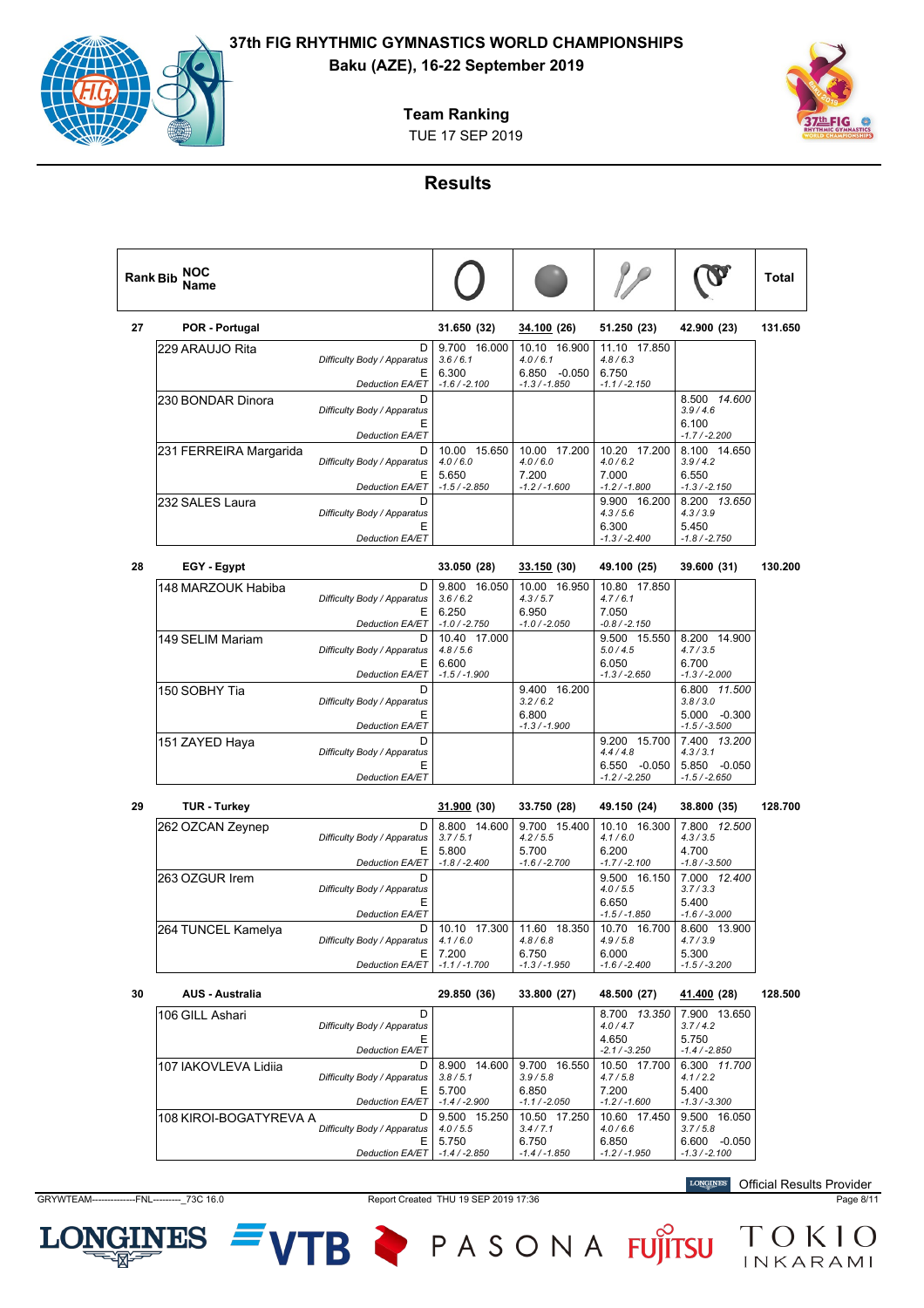# 37th FIG RHYTHMIC GYMNASTICS WORLD CHAMPIONSHIPS

**Baku (AZE), 16-22 September 2019**

**Team Ranking**

TUE 17 SEP 2019

## Results

| Rank | Bib | NOC Name | | Hoop | Ball | Clubs | Ribbon | Total |
|---|---|---|---|---|---|---|---|---|
| 27 | | **POR - Portugal** | | 31.650 (32) | 34.100 (26) | 51.250 (23) | 42.900 (23) | 131.650 |
| | 229 | ARAUJO Rita | D / Difficulty Body / Apparatus | 9.700 16.000 / 3.6 / 6.1 | 10.10 16.900 / 4.0 / 6.1 | 11.10 17.850 / 4.8 / 6.3 | | |
| | | | E / Deduction EA/ET | 6.300 / -1.6 / -2.100 | 6.850 -0.050 / -1.3 / -1.850 | 6.750 / -1.1 / -2.150 | | |
| | 230 | BONDAR Dinora | D / Difficulty Body / Apparatus | | | | 8.500 *14.600* / 3.9 / 4.6 | |
| | | | E / Deduction EA/ET | | | | 6.100 / -1.7 / -2.200 | |
| | 231 | FERREIRA Margarida | D / Difficulty Body / Apparatus | 10.00 15.650 / 4.0 / 6.0 | 10.00 17.200 / 4.0 / 6.0 | 10.20 17.200 / 4.0 / 6.2 | 8.100 14.650 / 3.9 / 4.2 | |
| | | | E / Deduction EA/ET | 5.650 / -1.5 / -2.850 | 7.200 / -1.2 / -1.600 | 7.000 / -1.2 / -1.800 | 6.550 / -1.3 / -2.150 | |
| | 232 | SALES Laura | D / Difficulty Body / Apparatus | | | 9.900 16.200 / 4.3 / 5.6 | 8.200 *13.650* / 4.3 / 3.9 | |
| | | | E / Deduction EA/ET | | | 6.300 / -1.3 / -2.400 | 5.450 / -1.8 / -2.750 | |
| 28 | | **EGY - Egypt** | | 33.050 (28) | 33.150 (30) | 49.100 (25) | 39.600 (31) | 130.200 |
| | 148 | MARZOUK Habiba | D / Difficulty Body / Apparatus | 9.800 16.050 / 3.6 / 6.2 | 10.00 16.950 / 4.3 / 5.7 | 10.80 17.850 / 4.7 / 6.1 | | |
| | | | E / Deduction EA/ET | 6.250 / -1.0 / -2.750 | 6.950 / -1.0 / -2.050 | 7.050 / -0.8 / -2.150 | | |
| | 149 | SELIM Mariam | D / Difficulty Body / Apparatus | 10.40 17.000 / 4.8 / 5.6 | | 9.500 15.550 / 5.0 / 4.5 | 8.200 14.900 / 4.7 / 3.5 | |
| | | | E / Deduction EA/ET | 6.600 / -1.5 / -1.900 | | 6.050 / -1.3 / -2.650 | 6.700 / -1.3 / -2.000 | |
| | 150 | SOBHY Tia | D / Difficulty Body / Apparatus | | 9.400 16.200 / 3.2 / 6.2 | | 6.800 *11.500* / 3.8 / 3.0 | |
| | | | E / Deduction EA/ET | | 6.800 / -1.3 / -1.900 | | 5.000 -0.300 / -1.5 / -3.500 | |
| | 151 | ZAYED Haya | D / Difficulty Body / Apparatus | | | 9.200 15.700 / 4.4 / 4.8 | 7.400 *13.200* / 4.3 / 3.1 | |
| | | | E / Deduction EA/ET | | | 6.550 -0.050 / -1.2 / -2.250 | 5.850 -0.050 / -1.5 / -2.650 | |
| 29 | | **TUR - Turkey** | | 31.900 (30) | 33.750 (28) | 49.150 (24) | 38.800 (35) | 128.700 |
| | 262 | OZCAN Zeynep | D / Difficulty Body / Apparatus | 8.800 14.600 / 3.7 / 5.1 | 9.700 15.400 / 4.2 / 5.5 | 10.10 16.300 / 4.1 / 6.0 | 7.800 *12.500* / 4.3 / 3.5 | |
| | | | E / Deduction EA/ET | 5.800 / -1.8 / -2.400 | 5.700 / -1.6 / -2.700 | 6.200 / -1.7 / -2.100 | 4.700 / -1.8 / -3.500 | |
| | 263 | OZGUR Irem | D / Difficulty Body / Apparatus | | | 9.500 16.150 / 4.0 / 5.5 | 7.000 *12.400* / 3.7 / 3.3 | |
| | | | E / Deduction EA/ET | | | 6.650 / -1.5 / -1.850 | 5.400 / -1.6 / -3.000 | |
| | 264 | TUNCEL Kamelya | D / Difficulty Body / Apparatus | 10.10 17.300 / 4.1 / 6.0 | 11.60 18.350 / 4.8 / 6.8 | 10.70 16.700 / 4.9 / 5.8 | 8.600 13.900 / 4.7 / 3.9 | |
| | | | E / Deduction EA/ET | 7.200 / -1.1 / -1.700 | 6.750 / -1.3 / -1.950 | 6.000 / -1.6 / -2.400 | 5.300 / -1.5 / -3.200 | |
| 30 | | **AUS - Australia** | | 29.850 (36) | 33.800 (27) | 48.500 (27) | 41.400 (28) | 128.500 |
| | 106 | GILL Ashari | D / Difficulty Body / Apparatus | | | 8.700 *13.350* / 4.0 / 4.7 | 7.900 13.650 / 3.7 / 4.2 | |
| | | | E / Deduction EA/ET | | | 4.650 / -2.1 / -3.250 | 5.750 / -1.4 / -2.850 | |
| | 107 | IAKOVLEVA Lidiia | D / Difficulty Body / Apparatus | 8.900 14.600 / 3.8 / 5.1 | 9.700 16.550 / 3.9 / 5.8 | 10.50 17.700 / 4.7 / 5.8 | 6.300 *11.700* / 4.1 / 2.2 | |
| | | | E / Deduction EA/ET | 5.700 / -1.4 / -2.900 | 6.850 / -1.1 / -2.050 | 7.200 / -1.2 / -1.600 | 5.400 / -1.3 / -3.300 | |
| | 108 | KIROI-BOGATYREVA A | D / Difficulty Body / Apparatus | 9.500 15.250 / 4.0 / 5.5 | 10.50 17.250 / 3.4 / 7.1 | 10.60 17.450 / 4.0 / 6.6 | 9.500 16.050 / 3.7 / 5.8 | |
| | | | E / Deduction EA/ET | 5.750 / -1.4 / -2.850 | 6.750 / -1.4 / -1.850 | 6.850 / -1.2 / -1.950 | 6.600 -0.050 / -1.3 / -2.100 | |

GRYWTEAM--------------FNL---------_73C 16.0 Report Created THU 19 SEP 2019 17:36

Official Results Provider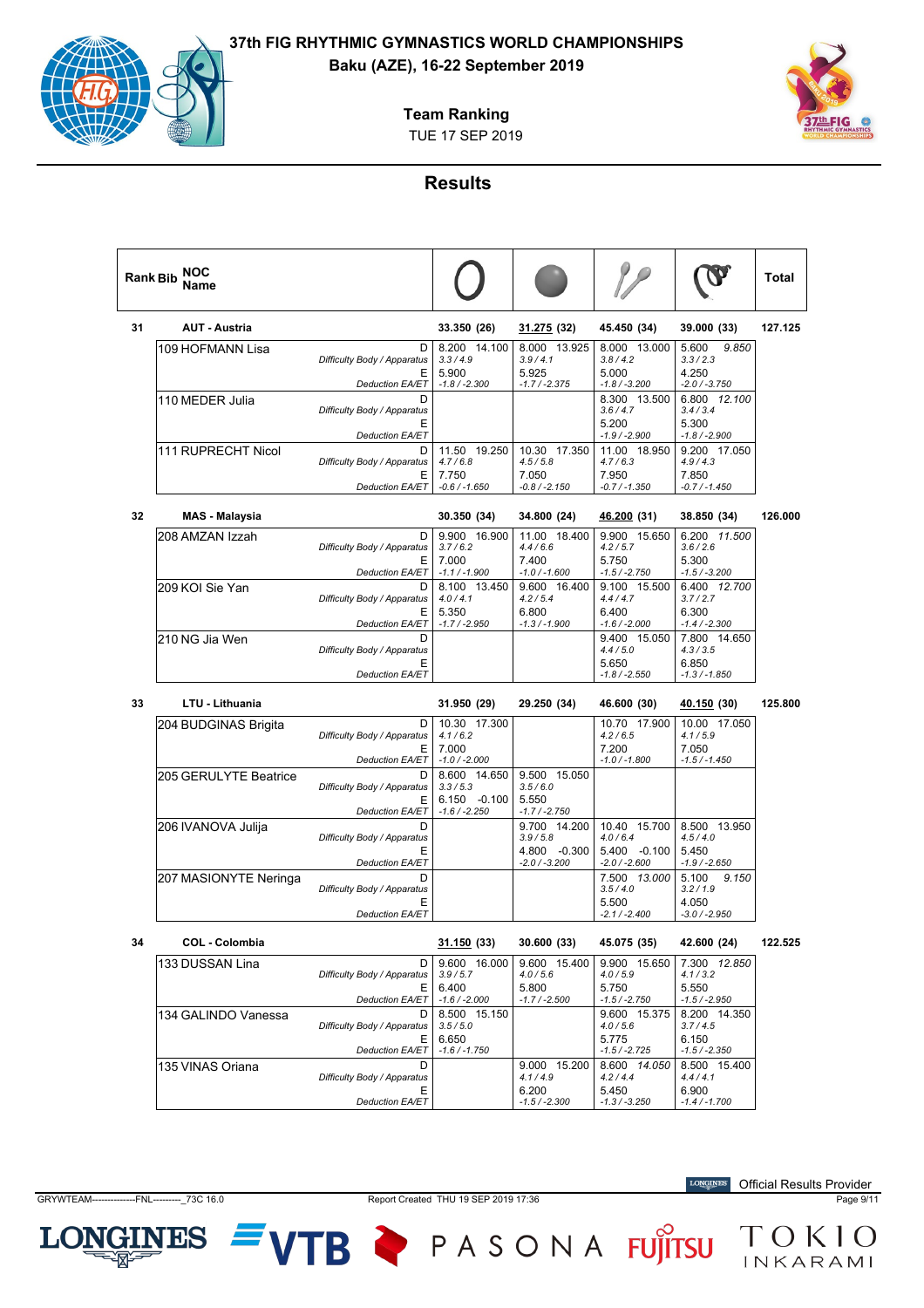# 37th FIG RHYTHMIC GYMNASTICS WORLD CHAMPIONSHIPS

**Baku (AZE), 16-22 September 2019**

## Team Ranking

TUE 17 SEP 2019

## Results

| Rank | Bib | NOC Name | | Hoop | Ball | Clubs | Ribbon | Total |
|---|---|---|---|---|---|---|---|---|
| 31 | | **AUT - Austria** | | 33.350 (26) | 31.275 (32) | 45.450 (34) | 39.000 (33) | 127.125 |
| | 109 | HOFMANN Lisa | D | 8.200 14.100 | 8.000 13.925 | 8.000 13.000 | 5.600 *9.850* |
| | | | *Difficulty Body / Apparatus* | *3.3 / 4.9* | *3.9 / 4.1* | *3.8 / 4.2* | *3.3 / 2.3* | |
| | | | E | 5.900 | 5.925 | 5.000 | 4.250 | |
| | | | *Deduction EA/ET* | *-1.8 / -2.300* | *-1.7 / -2.375* | *-1.8 / -3.200* | *-2.0 / -3.750* | |
| | 110 | MEDER Julia | D | | | 8.300 13.500 | 6.800 *12.100* | |
| | | | *Difficulty Body / Apparatus* | | | *3.6 / 4.7* | *3.4 / 3.4* | |
| | | | E | | | 5.200 | 5.300 | |
| | | | *Deduction EA/ET* | | | *-1.9 / -2.900* | *-1.8 / -2.900* | |
| | 111 | RUPRECHT Nicol | D | 11.50 19.250 | 10.30 17.350 | 11.00 18.950 | 9.200 17.050 | |
| | | | *Difficulty Body / Apparatus* | *4.7 / 6.8* | *4.5 / 5.8* | *4.7 / 6.3* | *4.9 / 4.3* | |
| | | | E | 7.750 | 7.050 | 7.950 | 7.850 | |
| | | | *Deduction EA/ET* | *-0.6 / -1.650* | *-0.8 / -2.150* | *-0.7 / -1.350* | *-0.7 / -1.450* | |
| 32 | | **MAS - Malaysia** | | 30.350 (34) | 34.800 (24) | 46.200 (31) | 38.850 (34) | 126.000 |
| | 208 | AMZAN Izzah | D | 9.900 16.900 | 11.00 18.400 | 9.900 15.650 | 6.200 *11.500* | |
| | | | *Difficulty Body / Apparatus* | *3.7 / 6.2* | *4.4 / 6.6* | *4.2 / 5.7* | *3.6 / 2.6* | |
| | | | E | 7.000 | 7.400 | 5.750 | 5.300 | |
| | | | *Deduction EA/ET* | *-1.1 / -1.900* | *-1.0 / -1.600* | *-1.5 / -2.750* | *-1.5 / -3.200* | |
| | 209 | KOI Sie Yan | D | 8.100 13.450 | 9.600 16.400 | 9.100 15.500 | 6.400 *12.700* | |
| | | | *Difficulty Body / Apparatus* | *4.0 / 4.1* | *4.2 / 5.4* | *4.4 / 4.7* | *3.7 / 2.7* | |
| | | | E | 5.350 | 6.800 | 6.400 | 6.300 | |
| | | | *Deduction EA/ET* | *-1.7 / -2.950* | *-1.3 / -1.900* | *-1.6 / -2.000* | *-1.4 / -2.300* | |
| | 210 | NG Jia Wen | D | | | 9.400 15.050 | 7.800 14.650 | |
| | | | *Difficulty Body / Apparatus* | | | *4.4 / 5.0* | *4.3 / 3.5* | |
| | | | E | | | 5.650 | 6.850 | |
| | | | *Deduction EA/ET* | | | *-1.8 / -2.550* | *-1.3 / -1.850* | |
| 33 | | **LTU - Lithuania** | | 31.950 (29) | 29.250 (34) | 46.600 (30) | 40.150 (30) | 125.800 |
| | 204 | BUDGINAS Brigita | D | 10.30 17.300 | | 10.70 17.900 | 10.00 17.050 | |
| | | | *Difficulty Body / Apparatus* | *4.1 / 6.2* | | *4.2 / 6.5* | *4.1 / 5.9* | |
| | | | E | 7.000 | | 7.200 | 7.050 | |
| | | | *Deduction EA/ET* | *-1.0 / -2.000* | | *-1.0 / -1.800* | *-1.5 / -1.450* | |
| | 205 | GERULYTE Beatrice | D | 8.600 14.650 | 9.500 15.050 | | | |
| | | | *Difficulty Body / Apparatus* | *3.3 / 5.3* | *3.5 / 6.0* | | | |
| | | | E | 6.150 -0.100 | 5.550 | | | |
| | | | *Deduction EA/ET* | *-1.6 / -2.250* | *-1.7 / -2.750* | | | |
| | 206 | IVANOVA Julija | D | | 9.700 14.200 | 10.40 15.700 | 8.500 13.950 | |
| | | | *Difficulty Body / Apparatus* | | *3.9 / 5.8* | *4.0 / 6.4* | *4.5 / 4.0* | |
| | | | E | | 4.800 -0.300 | 5.400 -0.100 | 5.450 | |
| | | | *Deduction EA/ET* | | *-2.0 / -3.200* | *-2.0 / -2.600* | *-1.9 / -2.650* | |
| | 207 | MASIONYTE Neringa | D | | | 7.500 *13.000* | 5.100 *9.150* | |
| | | | *Difficulty Body / Apparatus* | | | *3.5 / 4.0* | *3.2 / 1.9* | |
| | | | E | | | 5.500 | 4.050 | |
| | | | *Deduction EA/ET* | | | *-2.1 / -2.400* | *-3.0 / -2.950* | |
| 34 | | **COL - Colombia** | | 31.150 (33) | 30.600 (33) | 45.075 (35) | 42.600 (24) | 122.525 |
| | 133 | DUSSAN Lina | D | 9.600 16.000 | 9.600 15.400 | 9.900 15.650 | 7.300 *12.850* | |
| | | | *Difficulty Body / Apparatus* | *3.9 / 5.7* | *4.0 / 5.6* | *4.0 / 5.9* | *4.1 / 3.2* | |
| | | | E | 6.400 | 5.800 | 5.750 | 5.550 | |
| | | | *Deduction EA/ET* | *-1.6 / -2.000* | *-1.7 / -2.500* | *-1.5 / -2.750* | *-1.5 / -2.950* | |
| | 134 | GALINDO Vanessa | D | 8.500 15.150 | | 9.600 15.375 | 8.200 14.350 | |
| | | | *Difficulty Body / Apparatus* | *3.5 / 5.0* | | *4.0 / 5.6* | *3.7 / 4.5* | |
| | | | E | 6.650 | | 5.775 | 6.150 | |
| | | | *Deduction EA/ET* | *-1.6 / -1.750* | | *-1.5 / -2.725* | *-1.5 / -2.350* | |
| | 135 | VINAS Oriana | D | | 9.000 15.200 | 8.600 *14.050* | 8.500 15.400 | |
| | | | *Difficulty Body / Apparatus* | | *4.1 / 4.9* | *4.2 / 4.4* | *4.4 / 4.1* | |
| | | | E | | 6.200 | 5.450 | 6.900 | |
| | | | *Deduction EA/ET* | | *-1.5 / -2.300* | *-1.3 / -3.250* | *-1.4 / -1.700* | |

GRYWTEAM--------------FNL---------_73C 16.0 Report Created THU 19 SEP 2019 17:36

Official Results Provider: LONGINES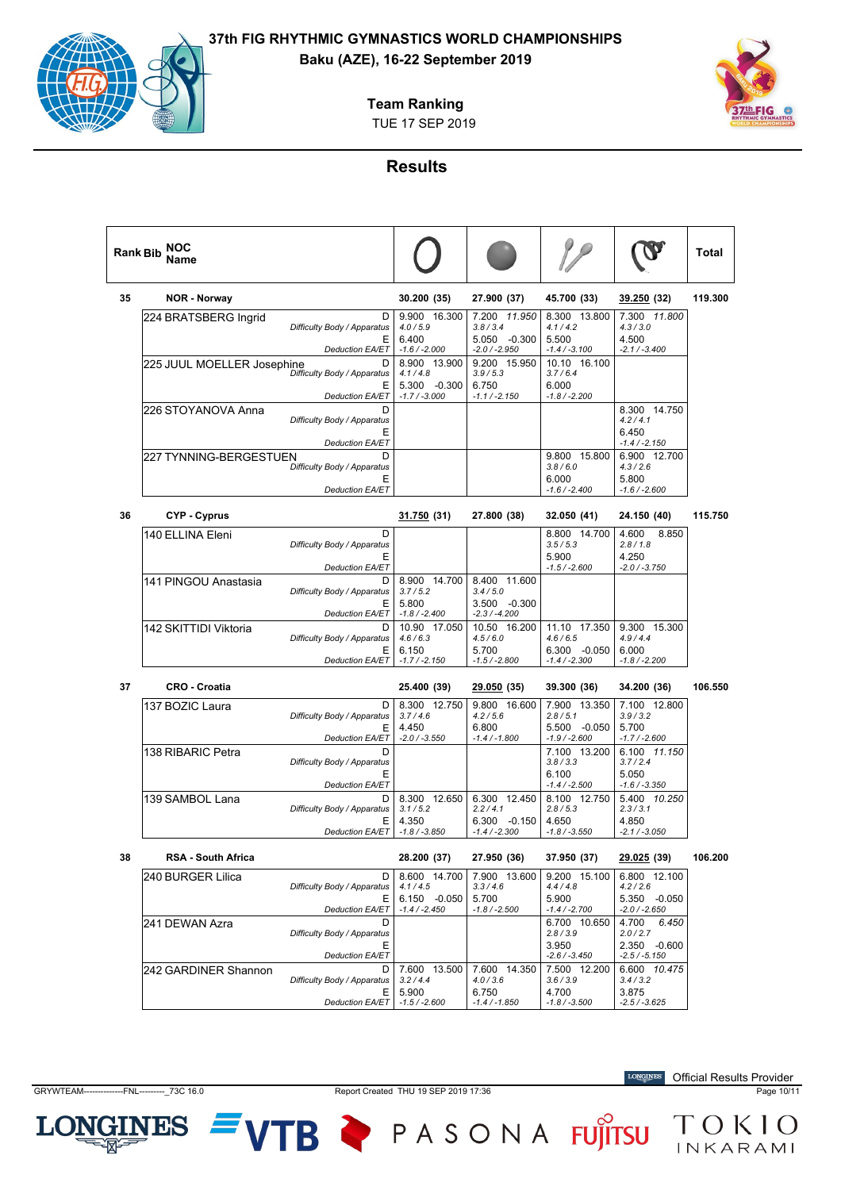# 37th FIG RHYTHMIC GYMNASTICS WORLD CHAMPIONSHIPS

**Baku (AZE), 16-22 September 2019**

**Team Ranking**

TUE 17 SEP 2019

## Results

| Rank | Bib | NOC / Name | | Hoop | Ball | Clubs | Ribbon | Total |
|---|---|---|---|---|---|---|---|---|
| 35 | | **NOR - Norway** | | 30.200 (35) | 27.900 (37) | 45.700 (33) | <u>39.250</u> (32) | 119.300 |
| | 224 | BRATSBERG Ingrid | D | 9.900 16.300 | 7.200 *11.950* | 8.300 13.800 | 7.300 *11.800* | |
| | | | *Difficulty Body / Apparatus* | *4.0 / 5.9* | *3.8 / 3.4* | *4.1 / 4.2* | *4.3 / 3.0* | |
| | | | E | 6.400 | 5.050 -0.300 | 5.500 | 4.500 | |
| | | | *Deduction EA/ET* | *-1.6 / -2.000* | *-2.0 / -2.950* | *-1.4 / -3.100* | *-2.1 / -3.400* | |
| | 225 | JUUL MOELLER Josephine | D | 8.900 13.900 | 9.200 15.950 | 10.10 16.100 | | |
| | | | *Difficulty Body / Apparatus* | *4.1 / 4.8* | *3.9 / 5.3* | *3.7 / 6.4* | | |
| | | | E | 5.300 -0.300 | 6.750 | 6.000 | | |
| | | | *Deduction EA/ET* | *-1.7 / -3.000* | *-1.1 / -2.150* | *-1.8 / -2.200* | | |
| | 226 | STOYANOVA Anna | D | | | | 8.300 14.750 | |
| | | | *Difficulty Body / Apparatus* | | | | *4.2 / 4.1* | |
| | | | E | | | | 6.450 | |
| | | | *Deduction EA/ET* | | | | *-1.4 / -2.150* | |
| | 227 | TYNNING-BERGESTUEN | D | | | 9.800 15.800 | 6.900 12.700 | |
| | | | *Difficulty Body / Apparatus* | | | *3.8 / 6.0* | *4.3 / 2.6* | |
| | | | E | | | 6.000 | 5.800 | |
| | | | *Deduction EA/ET* | | | *-1.6 / -2.400* | *-1.6 / -2.600* | |
| 36 | | **CYP - Cyprus** | | <u>31.750</u> (31) | 27.800 (38) | 32.050 (41) | 24.150 (40) | 115.750 |
| | 140 | ELLINA Eleni | D | | | 8.800 14.700 | 4.600 8.850 | |
| | | | *Difficulty Body / Apparatus* | | | *3.5 / 5.3* | *2.8 / 1.8* | |
| | | | E | | | 5.900 | 4.250 | |
| | | | *Deduction EA/ET* | | | *-1.5 / -2.600* | *-2.0 / -3.750* | |
| | 141 | PINGOU Anastasia | D | 8.900 14.700 | 8.400 11.600 | | | |
| | | | *Difficulty Body / Apparatus* | *3.7 / 5.2* | *3.4 / 5.0* | | | |
| | | | E | 5.800 | 3.500 -0.300 | | | |
| | | | *Deduction EA/ET* | *-1.8 / -2.400* | *-2.3 / -4.200* | | | |
| | 142 | SKITTIDI Viktoria | D | 10.90 17.050 | 10.50 16.200 | 11.10 17.350 | 9.300 15.300 | |
| | | | *Difficulty Body / Apparatus* | *4.6 / 6.3* | *4.5 / 6.0* | *4.6 / 6.5* | *4.9 / 4.4* | |
| | | | E | 6.150 | 5.700 | 6.300 -0.050 | 6.000 | |
| | | | *Deduction EA/ET* | *-1.7 / -2.150* | *-1.5 / -2.800* | *-1.4 / -2.300* | *-1.8 / -2.200* | |
| 37 | | **CRO - Croatia** | | 25.400 (39) | <u>29.050</u> (35) | 39.300 (36) | 34.200 (36) | 106.550 |
| | 137 | BOZIC Laura | D | 8.300 12.750 | 9.800 16.600 | 7.900 13.350 | 7.100 12.800 | |
| | | | *Difficulty Body / Apparatus* | *3.7 / 4.6* | *4.2 / 5.6* | *2.8 / 5.1* | *3.9 / 3.2* | |
| | | | E | 4.450 | 6.800 | 5.500 -0.050 | 5.700 | |
| | | | *Deduction EA/ET* | *-2.0 / -3.550* | *-1.4 / -1.800* | *-1.9 / -2.600* | *-1.7 / -2.600* | |
| | 138 | RIBARIC Petra | D | | | 7.100 13.200 | 6.100 *11.150* | |
| | | | *Difficulty Body / Apparatus* | | | *3.8 / 3.3* | *3.7 / 2.4* | |
| | | | E | | | 6.100 | 5.050 | |
| | | | *Deduction EA/ET* | | | *-1.4 / -2.500* | *-1.6 / -3.350* | |
| | 139 | SAMBOL Lana | D | 8.300 12.650 | 6.300 12.450 | 8.100 12.750 | 5.400 *10.250* | |
| | | | *Difficulty Body / Apparatus* | *3.1 / 5.2* | *2.2 / 4.1* | *2.8 / 5.3* | *2.3 / 3.1* | |
| | | | E | 4.350 | 6.300 -0.150 | 4.650 | 4.850 | |
| | | | *Deduction EA/ET* | *-1.8 / -3.850* | *-1.4 / -2.300* | *-1.8 / -3.550* | *-2.1 / -3.050* | |
| 38 | | **RSA - South Africa** | | 28.200 (37) | 27.950 (36) | 37.950 (37) | <u>29.025</u> (39) | 106.200 |
| | 240 | BURGER Lilica | D | 8.600 14.700 | 7.900 13.600 | 9.200 15.100 | 6.800 12.100 | |
| | | | *Difficulty Body / Apparatus* | *4.1 / 4.5* | *3.3 / 4.6* | *4.4 / 4.8* | *4.2 / 2.6* | |
| | | | E | 6.150 -0.050 | 5.700 | 5.900 | 5.350 -0.050 | |
| | | | *Deduction EA/ET* | *-1.4 / -2.450* | *-1.8 / -2.500* | *-1.4 / -2.700* | *-2.0 / -2.650* | |
| | 241 | DEWAN Azra | D | | | 6.700 10.650 | 4.700 *6.450* | |
| | | | *Difficulty Body / Apparatus* | | | *2.8 / 3.9* | *2.0 / 2.7* | |
| | | | E | | | 3.950 | 2.350 -0.600 | |
| | | | *Deduction EA/ET* | | | *-2.6 / -3.450* | *-2.5 / -5.150* | |
| | 242 | GARDINER Shannon | D | 7.600 13.500 | 7.600 14.350 | 7.500 12.200 | 6.600 *10.475* | |
| | | | *Difficulty Body / Apparatus* | *3.2 / 4.4* | *4.0 / 3.6* | *3.6 / 3.9* | *3.4 / 3.2* | |
| | | | E | 5.900 | 6.750 | 4.700 | 3.875 | |
| | | | *Deduction EA/ET* | *-1.5 / -2.600* | *-1.4 / -1.850* | *-1.8 / -3.500* | *-2.5 / -3.625* | |

GRYWTEAM--------------FNL---------_73C 16.0 — Report Created THU 19 SEP 2019 17:36

Official Results Provider: LONGINES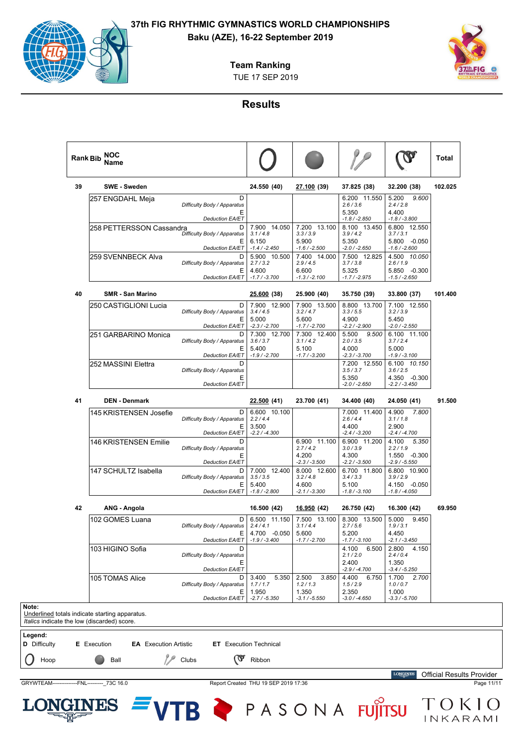# 37th FIG RHYTHMIC GYMNASTICS WORLD CHAMPIONSHIPS

**Baku (AZE), 16-22 September 2019**

**Team Ranking**

TUE 17 SEP 2019

## Results

| Rank | Bib | NOC Name | | Hoop | Ball | Clubs | Ribbon | Total |
|---|---|---|---|---|---|---|---|---|
| 39 | | **SWE - Sweden** | | 24.550 (40) | <u>27.100</u> (39) | 37.825 (38) | 32.200 (38) | 102.025 |
| | 257 | ENGDAHL Meja | D | | | 6.200 11.550 | 5.200 *9.600* |
| | | | Difficulty Body / Apparatus | | | 2.6 / 3.6 | 2.4 / 2.8 | |
| | | | E | | | 5.350 | 4.400 | |
| | | | Deduction EA/ET | | | -1.8 / -2.850 | -1.8 / -3.800 | |
| | 258 | PETTERSSON Cassandra | D | 7.900 14.050 | 7.200 13.100 | 8.100 13.450 | 6.800 12.550 | |
| | | | Difficulty Body / Apparatus | 3.1 / 4.8 | 3.3 / 3.9 | 3.9 / 4.2 | 3.7 / 3.1 | |
| | | | E | 6.150 | 5.900 | 5.350 | 5.800 -0.050 | |
| | | | Deduction EA/ET | -1.4 / -2.450 | -1.6 / -2.500 | -2.0 / -2.650 | -1.6 / -2.600 | |
| | 259 | SVENNBECK Alva | D | 5.900 10.500 | 7.400 14.000 | 7.500 12.825 | 4.500 *10.050* | |
| | | | Difficulty Body / Apparatus | 2.7 / 3.2 | 2.9 / 4.5 | 3.7 / 3.8 | 2.6 / 1.9 | |
| | | | E | 4.600 | 6.600 | 5.325 | 5.850 -0.300 | |
| | | | Deduction EA/ET | -1.7 / -3.700 | -1.3 / -2.100 | -1.7 / -2.975 | -1.5 / -2.650 | |
| 40 | | **SMR - San Marino** | | <u>25.600</u> (38) | 25.900 (40) | 35.750 (39) | 33.800 (37) | 101.400 |
| | 250 | CASTIGLIONI Lucia | D | 7.900 12.900 | 7.900 13.500 | 8.800 13.700 | 7.100 12.550 | |
| | | | Difficulty Body / Apparatus | 3.4 / 4.5 | 3.2 / 4.7 | 3.3 / 5.5 | 3.2 / 3.9 | |
| | | | E | 5.000 | 5.600 | 4.900 | 5.450 | |
| | | | Deduction EA/ET | -2.3 / -2.700 | -1.7 / -2.700 | -2.2 / -2.900 | -2.0 / -2.550 | |
| | 251 | GARBARINO Monica | D | 7.300 12.700 | 7.300 12.400 | 5.500 *9.500* | 6.100 11.100 | |
| | | | Difficulty Body / Apparatus | 3.6 / 3.7 | 3.1 / 4.2 | 2.0 / 3.5 | 3.7 / 2.4 | |
| | | | E | 5.400 | 5.100 | 4.000 | 5.000 | |
| | | | Deduction EA/ET | -1.9 / -2.700 | -1.7 / -3.200 | -2.3 / -3.700 | -1.9 / -3.100 | |
| | 252 | MASSINI Elettra | D | | | 7.200 12.550 | 6.100 *10.150* | |
| | | | Difficulty Body / Apparatus | | | 3.5 / 3.7 | 3.6 / 2.5 | |
| | | | E | | | 5.350 | 4.350 -0.300 | |
| | | | Deduction EA/ET | | | -2.0 / -2.650 | -2.2 / -3.450 | |
| 41 | | **DEN - Denmark** | | <u>22.500</u> (41) | 23.700 (41) | 34.400 (40) | 24.050 (41) | 91.500 |
| | 145 | KRISTENSEN Josefie | D | 6.600 10.100 | | 7.000 11.400 | 4.900 *7.800* | |
| | | | Difficulty Body / Apparatus | 2.2 / 4.4 | | 2.6 / 4.4 | 3.1 / 1.8 | |
| | | | E | 3.500 | | 4.400 | 2.900 | |
| | | | Deduction EA/ET | -2.2 / -4.300 | | -2.4 / -3.200 | -2.4 / -4.700 | |
| | 146 | KRISTENSEN Emilie | D | | 6.900 11.100 | 6.900 11.200 | 4.100 *5.350* | |
| | | | Difficulty Body / Apparatus | | 2.7 / 4.2 | 3.0 / 3.9 | 2.2 / 1.9 | |
| | | | E | | 4.200 | 4.300 | 1.550 -0.300 | |
| | | | Deduction EA/ET | | -2.3 / -3.500 | -2.2 / -3.500 | -2.9 / -5.550 | |
| | 147 | SCHULTZ Isabella | D | 7.000 12.400 | 8.000 12.600 | 6.700 11.800 | 6.800 10.900 | |
| | | | Difficulty Body / Apparatus | 3.5 / 3.5 | 3.2 / 4.8 | 3.4 / 3.3 | 3.9 / 2.9 | |
| | | | E | 5.400 | 4.600 | 5.100 | 4.150 -0.050 | |
| | | | Deduction EA/ET | -1.8 / -2.800 | -2.1 / -3.300 | -1.8 / -3.100 | -1.8 / -4.050 | |
| 42 | | **ANG - Angola** | | 16.500 (42) | <u>16.950</u> (42) | 26.750 (42) | 16.300 (42) | 69.950 |
| | 102 | GOMES Luana | D | 6.500 11.150 | 7.500 13.100 | 8.300 13.500 | 5.000 9.450 | |
| | | | Difficulty Body / Apparatus | 2.4 / 4.1 | 3.1 / 4.4 | 2.7 / 5.6 | 1.9 / 3.1 | |
| | | | E | 4.700 -0.050 | 5.600 | 5.200 | 4.450 | |
| | | | Deduction EA/ET | -1.9 / -3.400 | -1.7 / -2.700 | -1.7 / -3.100 | -2.1 / -3.450 | |
| | 103 | HIGINO Sofia | D | | | 4.100 *6.500* | 2.800 4.150 | |
| | | | Difficulty Body / Apparatus | | | 2.1 / 2.0 | 2.4 / 0.4 | |
| | | | E | | | 2.400 | 1.350 | |
| | | | Deduction EA/ET | | | -2.9 / -4.700 | -3.4 / -5.250 | |
| | 105 | TOMAS Alice | D | 3.400 5.350 | 2.500 *3.850* | 4.400 6.750 | 1.700 *2.700* | |
| | | | Difficulty Body / Apparatus | 1.7 / 1.7 | 1.2 / 1.3 | 1.5 / 2.9 | 1.0 / 0.7 | |
| | | | E | 1.950 | 1.350 | 2.350 | 1.000 | |
| | | | Deduction EA/ET | -2.7 / -5.350 | -3.1 / -5.550 | -3.0 / -4.650 | -3.3 / -5.700 | |

**Note:**
<u>Underlined</u> totals indicate starting apparatus.
*Italics* indicate the low (discarded) score.

**Legend:**
**D** Difficulty **E** Execution **EA** Execution Artistic **ET** Execution Technical

Hoop Ball Clubs Ribbon

LONGINES Official Results Provider

GRYWTEAM--------------FNL---------_73C 16.0 Report Created THU 19 SEP 2019 17:36